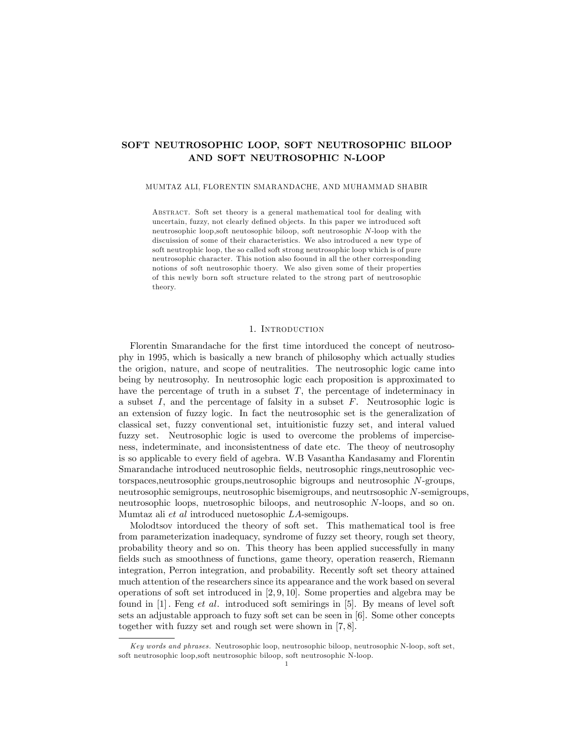# SOFT NEUTROSOPHIC LOOP, SOFT NEUTROSOPHIC BILOOP AND SOFT NEUTROSOPHIC N-LOOP

MUMTAZ ALI, FLORENTIN SMARANDACHE, AND MUHAMMAD SHABIR

Abstract. Soft set theory is a general mathematical tool for dealing with uncertain, fuzzy, not clearly defined objects. In this paper we introduced soft neutrosophic loop,soft neutosophic biloop, soft neutrosophic $N$-loop with the discuission of some of their characteristics. We also introduced a new type of soft neutrophic loop, the so called soft strong neutrosophic loop which is of pure neutrosophic character. This notion also foound in all the other corresponding notions of soft neutrosophic thoery. We also given some of their properties of this newly born soft structure related to the strong part of neutrosophic theory.

## 1. Introduction

Florentin Smarandache for the first time intorduced the concept of neutrosophy in 1995, which is basically a new branch of philosophy which actually studies the origion, nature, and scope of neutralities. The neutrosophic logic came into being by neutrosophy. In neutrosophic logic each proposition is approximated to have the percentage of truth in a subset $T$, the percentage of indeterminacy in a subset $I$, and the percentage of falsity in a subset $F$. Neutrosophic logic is an extension of fuzzy logic. In fact the neutrosophic set is the generalization of classical set, fuzzy conventional set, intuitionistic fuzzy set, and interal valued fuzzy set. Neutrosophic logic is used to overcome the problems of imperciseness, indeterminate, and inconsistentness of date etc. The theoy of neutrosophy is so applicable to every field of agebra. W.B Vasantha Kandasamy and Florentin Smarandache introduced neutrosophic fields, neutrosophic rings,neutrosophic vectorspaces,neutrosophic groups,neutrosophic bigroups and neutrosophic $N$-groups, neutrosophic semigroups, neutrosophic bisemigroups, and neutrsosophic $N$-semigroups, neutrosophic loops, nuetrosophic biloops, and neutrosophic $N$-loops, and so on. Mumtaz ali *et al* introduced nuetosophic $LA$-semigoups.

Molodtsov intorduced the theory of soft set. This mathematical tool is free from parameterization inadequacy, syndrome of fuzzy set theory, rough set theory, probability theory and so on. This theory has been applied successfully in many fields such as smoothness of functions, game theory, operation reaserch, Riemann integration, Perron integration, and probability. Recently soft set theory attained much attention of the researchers since its appearance and the work based on several operations of soft set introduced in [2, 9, 10]. Some properties and algebra may be found in [1]. Feng *et al.* introduced soft semirings in [5]. By means of level soft sets an adjustable approach to fuzzy soft set can be seen in [6]. Some other concepts together with fuzzy set and rough set were shown in [7, 8].

*Key words and phrases.* Neutrosophic loop, neutrosophic biloop, neutrosophic N-loop, soft set, soft neutrosophic loop,soft neutrosophic biloop, soft neutrosophic N-loop.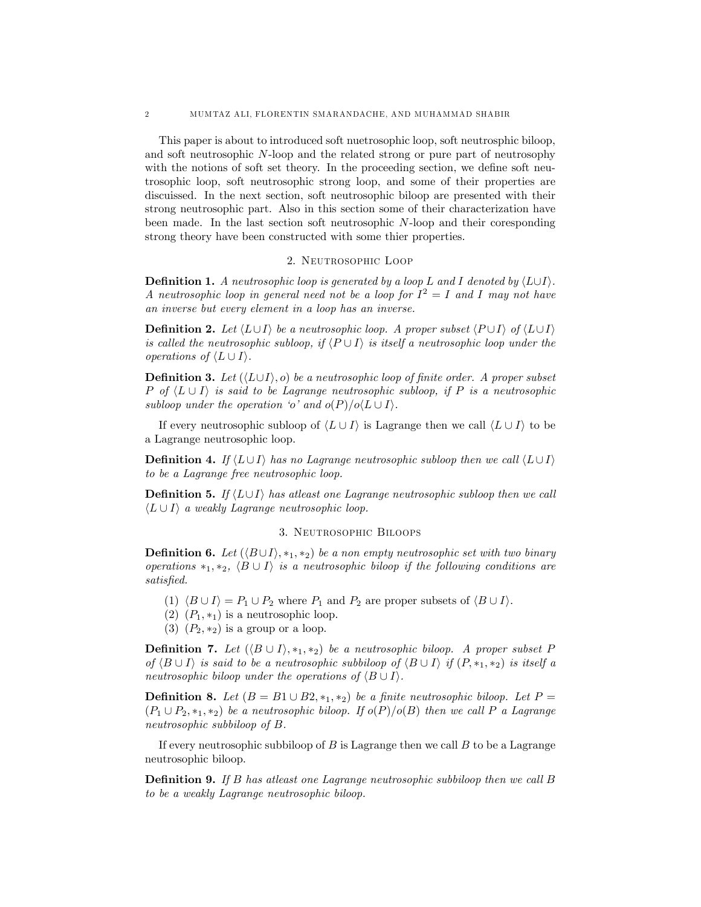This paper is about to introduced soft nuetrosophic loop, soft neutrosphic biloop, and soft neutrosophic $N$-loop and the related strong or pure part of neutrosophy with the notions of soft set theory. In the proceeding section, we define soft neutrosophic loop, soft neutrosophic strong loop, and some of their properties are discuissed. In the next section, soft neutrosophic biloop are presented with their strong neutrosophic part. Also in this section some of their characterization have been made. In the last section soft neutrosophic $N$-loop and their coresponding strong theory have been constructed with some thier properties.

## 2. Neutrosophic Loop

**Definition 1.** *A neutrosophic loop is generated by a loop $L$ and $I$ denoted by $\langle L \cup I \rangle$. A neutrosophic loop in general need not be a loop for $I^2 = I$ and $I$ may not have an inverse but every element in a loop has an inverse.*

**Definition 2.** *Let $\langle L \cup I \rangle$ be a neutrosophic loop. A proper subset $\langle P \cup I \rangle$ of $\langle L \cup I \rangle$ is called the neutrosophic subloop, if $\langle P \cup I \rangle$ is itself a neutrosophic loop under the operations of $\langle L \cup I \rangle$.*

**Definition 3.** *Let $(\langle L \cup I \rangle, o)$ be a neutrosophic loop of finite order. A proper subset $P$ of $\langle L \cup I \rangle$ is said to be Lagrange neutrosophic subloop, if $P$ is a neutrosophic subloop under the operation 'o' and $o(P)/o\langle L \cup I \rangle$.*

If every neutrosophic subloop of $\langle L \cup I \rangle$ is Lagrange then we call $\langle L \cup I \rangle$ to be a Lagrange neutrosophic loop.

**Definition 4.** *If $\langle L \cup I \rangle$ has no Lagrange neutrosophic subloop then we call $\langle L \cup I \rangle$ to be a Lagrange free neutrosophic loop.*

**Definition 5.** *If $\langle L \cup I \rangle$ has atleast one Lagrange neutrosophic subloop then we call $\langle L \cup I \rangle$ a weakly Lagrange neutrosophic loop.*

## 3. Neutrosophic Biloops

**Definition 6.** *Let $(\langle B \cup I \rangle, *_1, *_2)$ be a non empty neutrosophic set with two binary operations $*_1, *_2$, $\langle B \cup I \rangle$ is a neutrosophic biloop if the following conditions are satisfied.*

1. $\langle B \cup I \rangle = P_1 \cup P_2$ where $P_1$ and $P_2$ are proper subsets of $\langle B \cup I \rangle$.
2. $(P_1, *_1)$ is a neutrosophic loop.
3. $(P_2, *_2)$ is a group or a loop.

**Definition 7.** *Let $(\langle B \cup I \rangle, *_1, *_2)$ be a neutrosophic biloop. A proper subset $P$ of $\langle B \cup I \rangle$ is said to be a neutrosophic subbiloop of $\langle B \cup I \rangle$ if $(P, *_1, *_2)$ is itself a neutrosophic biloop under the operations of $\langle B \cup I \rangle$.*

**Definition 8.** *Let $(B = B1 \cup B2, *_1, *_2)$ be a finite neutrosophic biloop. Let $P = (P_1 \cup P_2, *_1, *_2)$ be a neutrosophic biloop. If $o(P)/o(B)$ then we call $P$ a Lagrange neutrosophic subbiloop of $B$.*

If every neutrosophic subbiloop of $B$ is Lagrange then we call $B$ to be a Lagrange neutrosophic biloop.

**Definition 9.** *If $B$ has atleast one Lagrange neutrosophic subbiloop then we call $B$ to be a weakly Lagrange neutrosophic biloop.*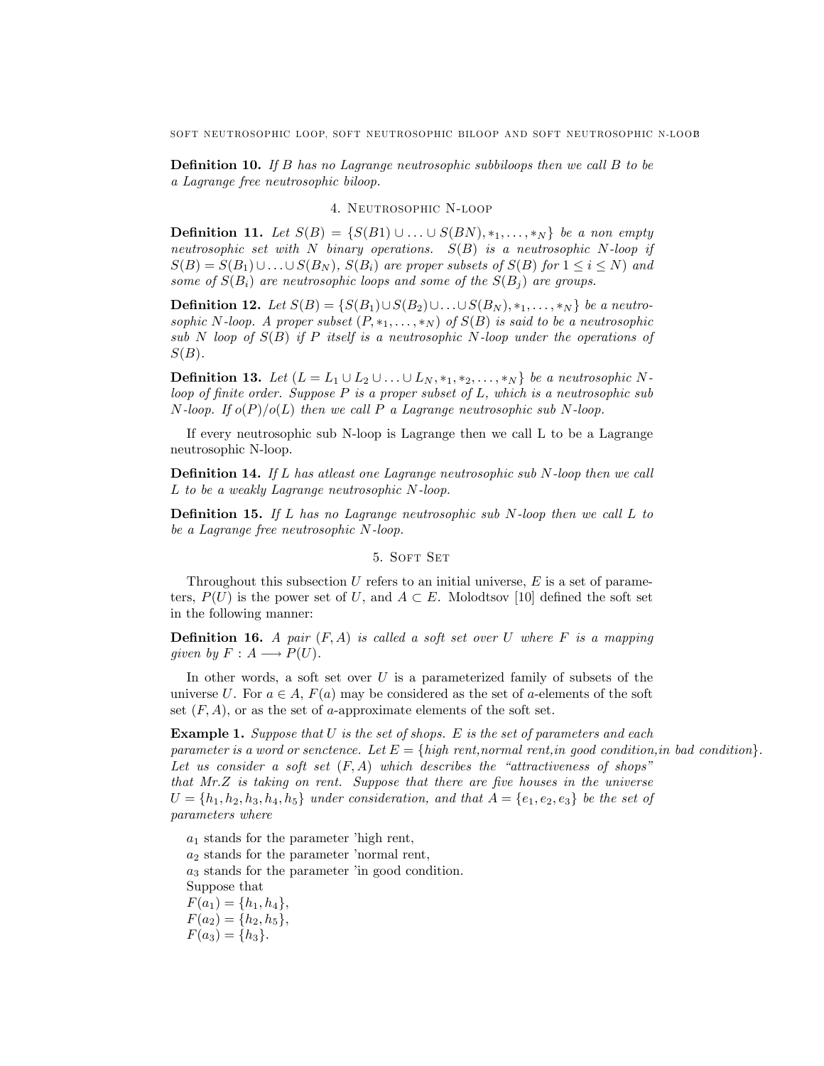**Definition 10.** *If $B$ has no Lagrange neutrosophic subbiloops then we call $B$ to be a Lagrange free neutrosophic biloop.*

## 4. Neutrosophic N-loop

**Definition 11.** *Let $S(B) = \{S(B1) \cup \ldots \cup S(BN), *_1, \ldots, *_N\}$ be a non empty neutrosophic set with $N$ binary operations. $S(B)$ is a neutrosophic $N$-loop if $S(B) = S(B_1) \cup \ldots \cup S(B_N)$, $S(B_i)$ are proper subsets of $S(B)$ for $1 \leq i \leq N$) and some of $S(B_i)$ are neutrosophic loops and some of the $S(B_j)$ are groups.*

**Definition 12.** *Let $S(B) = \{S(B_1) \cup S(B_2) \cup \ldots \cup S(B_N), *_1, \ldots, *_N\}$ be a neutrosophic $N$-loop. A proper subset $(P, *_1, \ldots, *_N)$ of $S(B)$ is said to be a neutrosophic sub $N$ loop of $S(B)$ if $P$ itself is a neutrosophic $N$-loop under the operations of $S(B)$.*

**Definition 13.** *Let $(L = L_1 \cup L_2 \cup \ldots \cup L_N, *_1, *_2, \ldots, *_N\}$ be a neutrosophic $N$-loop of finite order. Suppose $P$ is a proper subset of $L$, which is a neutrosophic sub $N$-loop. If $o(P)/o(L)$ then we call $P$ a Lagrange neutrosophic sub $N$-loop.*

If every neutrosophic sub N-loop is Lagrange then we call L to be a Lagrange neutrosophic N-loop.

**Definition 14.** *If $L$ has atleast one Lagrange neutrosophic sub $N$-loop then we call $L$ to be a weakly Lagrange neutrosophic $N$-loop.*

**Definition 15.** *If $L$ has no Lagrange neutrosophic sub $N$-loop then we call $L$ to be a Lagrange free neutrosophic $N$-loop.*

## 5. Soft Set

Throughout this subsection $U$ refers to an initial universe, $E$ is a set of parameters, $P(U)$ is the power set of $U$, and $A \subset E$. Molodtsov [10] defined the soft set in the following manner:

**Definition 16.** *A pair $(F, A)$ is called a soft set over $U$ where $F$ is a mapping given by $F : A \longrightarrow P(U)$.*

In other words, a soft set over $U$ is a parameterized family of subsets of the universe $U$. For $a \in A$, $F(a)$ may be considered as the set of $a$-elements of the soft set $(F, A)$, or as the set of $a$-approximate elements of the soft set.

**Example 1.** *Suppose that $U$ is the set of shops. $E$ is the set of parameters and each parameter is a word or senctence. Let $E = \{$high rent,normal rent,in good condition,in bad condition$\}$. Let us consider a soft set $(F, A)$ which describes the "attractiveness of shops" that Mr.Z is taking on rent. Suppose that there are five houses in the universe $U = \{h_1, h_2, h_3, h_4, h_5\}$ under consideration, and that $A = \{e_1, e_2, e_3\}$ be the set of parameters where*

$a_1$ stands for the parameter 'high rent,

$a_2$ stands for the parameter 'normal rent,

$a_3$ stands for the parameter 'in good condition.

Suppose that

$F(a_1) = \{h_1, h_4\}$,

$F(a_2) = \{h_2, h_5\}$,

$F(a_3) = \{h_3\}$.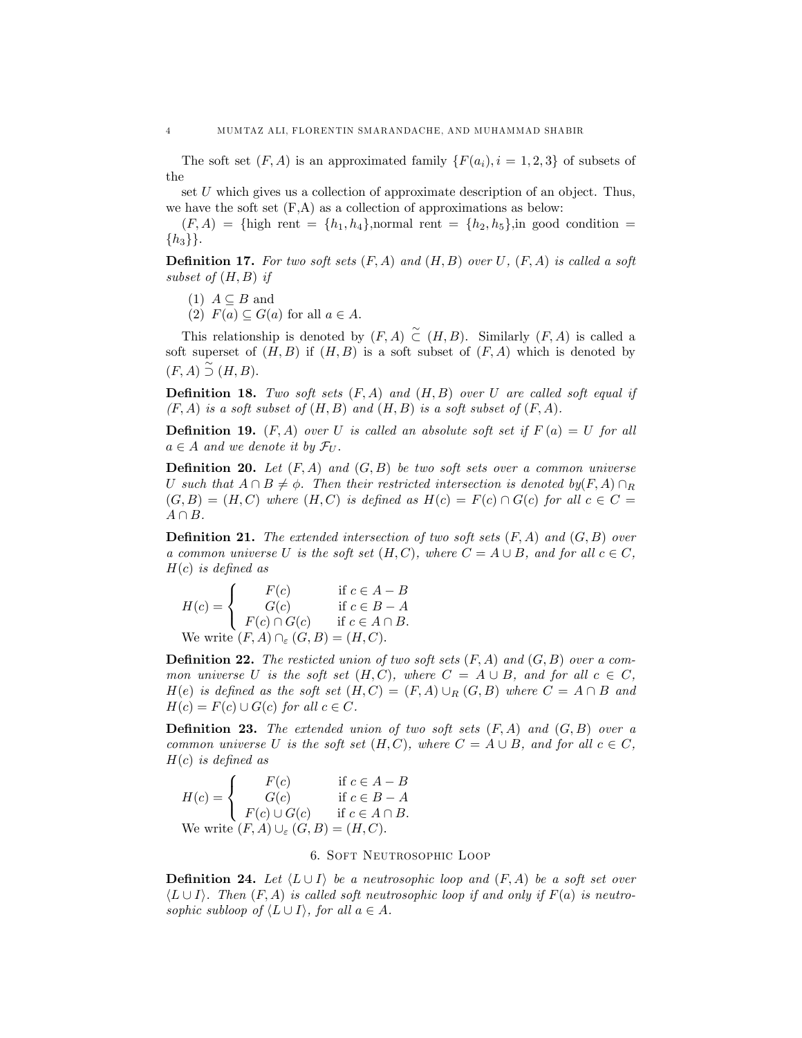The soft set $(F, A)$ is an approximated family $\{F(a_i), i = 1, 2, 3\}$ of subsets of the

set $U$ which gives us a collection of approximate description of an object. Thus, we have the soft set (F,A) as a collection of approximations as below:

$(F, A) = \{$high rent $= \{h_1, h_4\}$,normal rent $= \{h_2, h_5\}$,in good condition $= \{h_3\}\}$.

**Definition 17.** *For two soft sets $(F, A)$ and $(H, B)$ over $U$, $(F, A)$ is called a soft subset of $(H, B)$ if*

1. $A \subseteq B$ and
2. $F(a) \subseteq G(a)$ for all $a \in A$.

This relationship is denoted by $(F, A) \tilde{\subset} (H, B)$. Similarly $(F, A)$ is called a soft superset of $(H, B)$ if $(H, B)$ is a soft subset of $(F, A)$ which is denoted by $(F, A) \tilde{\supset} (H, B)$.

**Definition 18.** *Two soft sets $(F, A)$ and $(H, B)$ over $U$ are called soft equal if $(F, A)$ is a soft subset of $(H, B)$ and $(H, B)$ is a soft subset of $(F, A)$.*

**Definition 19.** *$(F, A)$ over $U$ is called an absolute soft set if $F(a) = U$ for all $a \in A$ and we denote it by $\mathcal{F}_U$.*

**Definition 20.** *Let $(F, A)$ and $(G, B)$ be two soft sets over a common universe $U$ such that $A \cap B \neq \phi$. Then their restricted intersection is denoted by$(F, A) \cap_R (G, B) = (H, C)$ where $(H, C)$ is defined as $H(c) = F(c) \cap G(c)$ for all $c \in C = A \cap B$.*

**Definition 21.** *The extended intersection of two soft sets $(F, A)$ and $(G, B)$ over a common universe $U$ is the soft set $(H, C)$, where $C = A \cup B$, and for all $c \in C$, $H(c)$ is defined as*

$$H(c) = \begin{cases} F(c) & \text{if } c \in A - B \\ G(c) & \text{if } c \in B - A \\ F(c) \cap G(c) & \text{if } c \in A \cap B. \end{cases}$$

We write $(F, A) \cap_\varepsilon (G, B) = (H, C)$.

**Definition 22.** *The resticted union of two soft sets $(F, A)$ and $(G, B)$ over a common universe $U$ is the soft set $(H, C)$, where $C = A \cup B$, and for all $c \in C$, $H(e)$ is defined as the soft set $(H, C) = (F, A) \cup_R (G, B)$ where $C = A \cap B$ and $H(c) = F(c) \cup G(c)$ for all $c \in C$.*

**Definition 23.** *The extended union of two soft sets $(F, A)$ and $(G, B)$ over a common universe $U$ is the soft set $(H, C)$, where $C = A \cup B$, and for all $c \in C$, $H(c)$ is defined as*

$$H(c) = \begin{cases} F(c) & \text{if } c \in A - B \\ G(c) & \text{if } c \in B - A \\ F(c) \cup G(c) & \text{if } c \in A \cap B. \end{cases}$$

We write $(F, A) \cup_\varepsilon (G, B) = (H, C)$.

## 6. Soft Neutrosophic Loop

**Definition 24.** *Let $\langle L \cup I \rangle$ be a neutrosophic loop and $(F, A)$ be a soft set over $\langle L \cup I \rangle$. Then $(F, A)$ is called soft neutrosophic loop if and only if $F(a)$ is neutrosophic subloop of $\langle L \cup I \rangle$, for all $a \in A$.*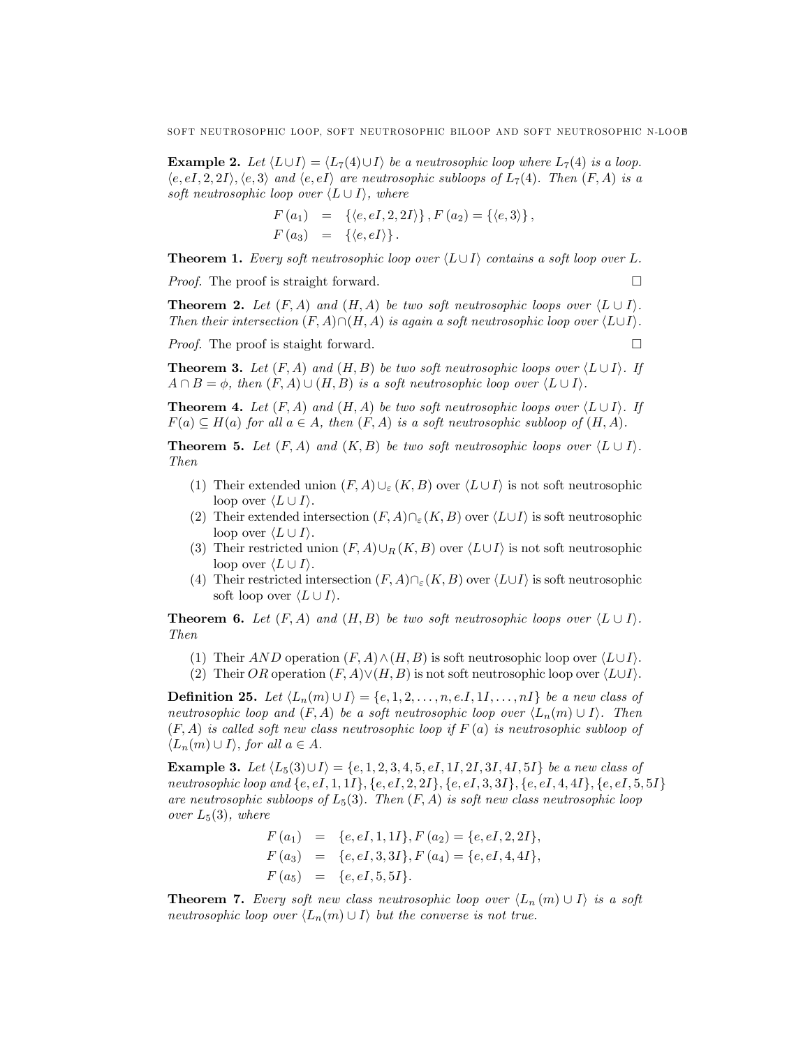**Example 2.** *Let $\langle L\cup I\rangle = \langle L_7(4)\cup I\rangle$ be a neutrosophic loop where $L_7(4)$ is a loop. $\langle e, eI, 2, 2I\rangle, \langle e, 3\rangle$ and $\langle e, eI\rangle$ are neutrosophic subloops of $L_7(4)$. Then $(F, A)$ is a soft neutrosophic loop over $\langle L\cup I\rangle$, where*

$$
\begin{aligned}
F(a_1) &= \{\langle e, eI, 2, 2I\rangle\}, F(a_2) = \{\langle e, 3\rangle\}, \\
F(a_3) &= \{\langle e, eI\rangle\}.
\end{aligned}
$$

**Theorem 1.** *Every soft neutrosophic loop over $\langle L\cup I\rangle$ contains a soft loop over $L$.*

*Proof.* The proof is straight forward. □

**Theorem 2.** *Let $(F, A)$ and $(H, A)$ be two soft neutrosophic loops over $\langle L\cup I\rangle$. Then their intersection $(F, A)\cap(H, A)$ is again a soft neutrosophic loop over $\langle L\cup I\rangle$.*

*Proof.* The proof is staight forward. □

**Theorem 3.** *Let $(F, A)$ and $(H, B)$ be two soft neutrosophic loops over $\langle L\cup I\rangle$. If $A\cap B = \phi$, then $(F, A)\cup(H, B)$ is a soft neutrosophic loop over $\langle L\cup I\rangle$.*

**Theorem 4.** *Let $(F, A)$ and $(H, A)$ be two soft neutrosophic loops over $\langle L\cup I\rangle$. If $F(a)\subseteq H(a)$ for all $a\in A$, then $(F, A)$ is a soft neutrosophic subloop of $(H, A)$.*

**Theorem 5.** *Let $(F, A)$ and $(K, B)$ be two soft neutrosophic loops over $\langle L\cup I\rangle$. Then*

1. Their extended union $(F, A)\cup_{\varepsilon}(K, B)$ over $\langle L\cup I\rangle$ is not soft neutrosophic loop over $\langle L\cup I\rangle$.
2. Their extended intersection $(F, A)\cap_{\varepsilon}(K, B)$ over $\langle L\cup I\rangle$ is soft neutrosophic loop over $\langle L\cup I\rangle$.
3. Their restricted union $(F, A)\cup_R(K, B)$ over $\langle L\cup I\rangle$ is not soft neutrosophic loop over $\langle L\cup I\rangle$.
4. Their restricted intersection $(F, A)\cap_{\varepsilon}(K, B)$ over $\langle L\cup I\rangle$ is soft neutrosophic soft loop over $\langle L\cup I\rangle$.

**Theorem 6.** *Let $(F, A)$ and $(H, B)$ be two soft neutrosophic loops over $\langle L\cup I\rangle$. Then*

1. Their $AND$ operation $(F, A)\wedge(H, B)$ is soft neutrosophic loop over $\langle L\cup I\rangle$.
2. Their $OR$ operation $(F, A)\vee(H, B)$ is not soft neutrosophic loop over $\langle L\cup I\rangle$.

**Definition 25.** *Let $\langle L_n(m)\cup I\rangle = \{e, 1, 2, \ldots, n, e.I, 1I, \ldots, nI\}$ be a new class of neutrosophic loop and $(F, A)$ be a soft neutrosophic loop over $\langle L_n(m)\cup I\rangle$. Then $(F, A)$ is called soft new class neutrosophic loop if $F(a)$ is neutrosophic subloop of $\langle L_n(m)\cup I\rangle$, for all $a\in A$.*

**Example 3.** *Let $\langle L_5(3)\cup I\rangle = \{e, 1, 2, 3, 4, 5, eI, 1I, 2I, 3I, 4I, 5I\}$ be a new class of neutrosophic loop and $\{e, eI, 1, 1I\}, \{e, eI, 2, 2I\}, \{e, eI, 3, 3I\}, \{e, eI, 4, 4I\}, \{e, eI, 5, 5I\}$ are neutrosophic subloops of $L_5(3)$. Then $(F, A)$ is soft new class neutrosophic loop over $L_5(3)$, where*

$$
\begin{aligned}
F(a_1) &= \{e, eI, 1, 1I\}, F(a_2) = \{e, eI, 2, 2I\}, \\
F(a_3) &= \{e, eI, 3, 3I\}, F(a_4) = \{e, eI, 4, 4I\}, \\
F(a_5) &= \{e, eI, 5, 5I\}.
\end{aligned}
$$

**Theorem 7.** *Every soft new class neutrosophic loop over $\langle L_n(m)\cup I\rangle$ is a soft neutrosophic loop over $\langle L_n(m)\cup I\rangle$ but the converse is not true.*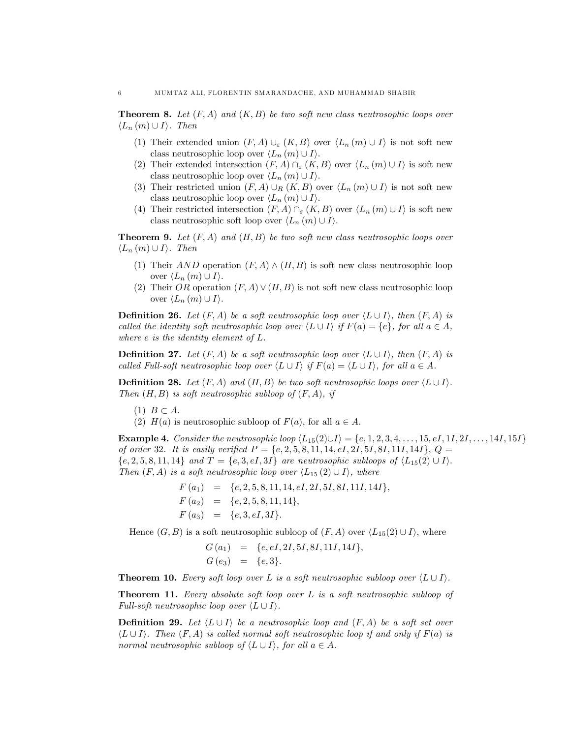**Theorem 8.** *Let $(F,A)$ and $(K,B)$ be two soft new class neutrosophic loops over $\langle L_n(m) \cup I\rangle$. Then*

1. Their extended union $(F,A) \cup_{\varepsilon} (K,B)$ over $\langle L_n(m) \cup I\rangle$ is not soft new class neutrosophic loop over $\langle L_n(m) \cup I\rangle$.
2. Their extended intersection $(F,A) \cap_{\varepsilon} (K,B)$ over $\langle L_n(m) \cup I\rangle$ is soft new class neutrosophic loop over $\langle L_n(m) \cup I\rangle$.
3. Their restricted union $(F,A) \cup_{R} (K,B)$ over $\langle L_n(m) \cup I\rangle$ is not soft new class neutrosophic loop over $\langle L_n(m) \cup I\rangle$.
4. Their restricted intersection $(F,A) \cap_{\varepsilon} (K,B)$ over $\langle L_n(m) \cup I\rangle$ is soft new class neutrosophic soft loop over $\langle L_n(m) \cup I\rangle$.

**Theorem 9.** *Let $(F,A)$ and $(H,B)$ be two soft new class neutrosophic loops over $\langle L_n(m) \cup I\rangle$. Then*

1. Their $AND$ operation $(F,A) \wedge (H,B)$ is soft new class neutrosophic loop over $\langle L_n(m) \cup I\rangle$.
2. Their $OR$ operation $(F,A) \vee (H,B)$ is not soft new class neutrosophic loop over $\langle L_n(m) \cup I\rangle$.

**Definition 26.** *Let $(F,A)$ be a soft neutrosophic loop over $\langle L \cup I\rangle$, then $(F,A)$ is called the identity soft neutrosophic loop over $\langle L \cup I\rangle$ if $F(a) = \{e\}$, for all $a \in A$, where $e$ is the identity element of $L$.*

**Definition 27.** *Let $(F,A)$ be a soft neutrosophic loop over $\langle L \cup I\rangle$, then $(F,A)$ is called Full-soft neutrosophic loop over $\langle L \cup I\rangle$ if $F(a) = \langle L \cup I\rangle$, for all $a \in A$.*

**Definition 28.** *Let $(F,A)$ and $(H,B)$ be two soft neutrosophic loops over $\langle L \cup I\rangle$. Then $(H,B)$ is soft neutrosophic subloop of $(F,A)$, if*

1. $B \subset A$.
2. $H(a)$ is neutrosophic subloop of $F(a)$, for all $a \in A$.

**Example 4.** *Consider the neutrosophic loop $\langle L_{15}(2) \cup I\rangle = \{e, 1, 2, 3, 4, \ldots, 15, eI, 1I, 2I, \ldots, 14I, 15I\}$ of order 32. It is easily verified $P = \{e, 2, 5, 8, 11, 14, eI, 2I, 5I, 8I, 11I, 14I\}$, $Q = \{e, 2, 5, 8, 11, 14\}$ and $T = \{e, 3, eI, 3I\}$ are neutrosophic subloops of $\langle L_{15}(2) \cup I\rangle$. Then $(F,A)$ is a soft neutrosophic loop over $\langle L_{15}(2) \cup I\rangle$, where*

$$
\begin{aligned}
F(a_1) &= \{e, 2, 5, 8, 11, 14, eI, 2I, 5I, 8I, 11I, 14I\}, \\
F(a_2) &= \{e, 2, 5, 8, 11, 14\}, \\
F(a_3) &= \{e, 3, eI, 3I\}.
\end{aligned}
$$

Hence $(G,B)$ is a soft neutrosophic subloop of $(F,A)$ over $\langle L_{15}(2) \cup I\rangle$, where

$$
\begin{aligned}
G(a_1) &= \{e, eI, 2I, 5I, 8I, 11I, 14I\}, \\
G(e_3) &= \{e, 3\}.
\end{aligned}
$$

**Theorem 10.** *Every soft loop over $L$ is a soft neutrosophic subloop over $\langle L \cup I\rangle$.*

**Theorem 11.** *Every absolute soft loop over $L$ is a soft neutrosophic subloop of Full-soft neutrosophic loop over $\langle L \cup I\rangle$.*

**Definition 29.** *Let $\langle L \cup I\rangle$ be a neutrosophic loop and $(F,A)$ be a soft set over $\langle L \cup I\rangle$. Then $(F,A)$ is called normal soft neutrosophic loop if and only if $F(a)$ is normal neutrosophic subloop of $\langle L \cup I\rangle$, for all $a \in A$.*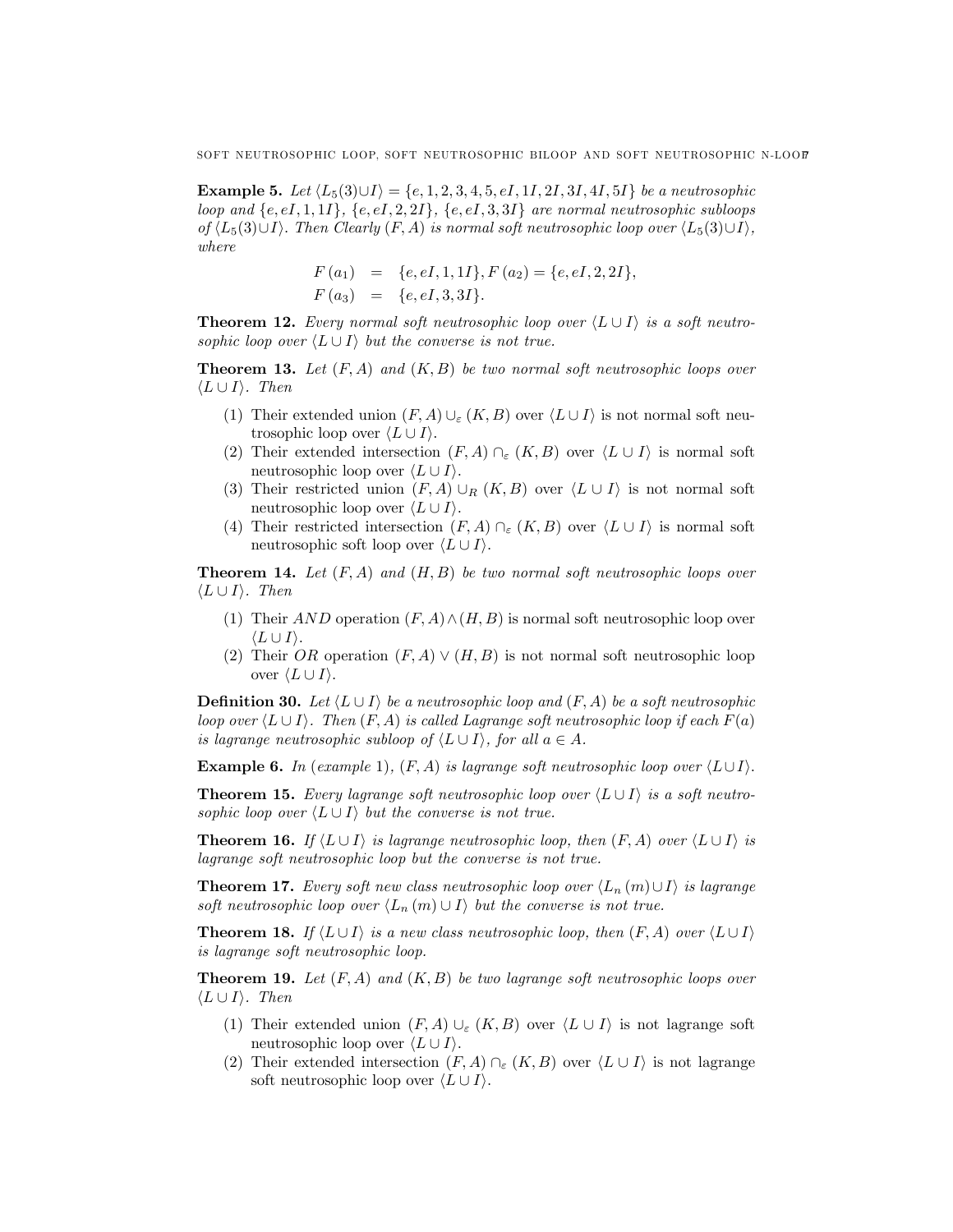**Example 5.** *Let $\langle L_5(3)\cup I\rangle = \{e, 1, 2, 3, 4, 5, eI, 1I, 2I, 3I, 4I, 5I\}$ be a neutrosophic loop and $\{e, eI, 1, 1I\}$, $\{e, eI, 2, 2I\}$, $\{e, eI, 3, 3I\}$ are normal neutrosophic subloops of $\langle L_5(3)\cup I\rangle$. Then Clearly $(F, A)$ is normal soft neutrosophic loop over $\langle L_5(3)\cup I\rangle$, where*

$$
\begin{aligned}
F(a_1) &= \{e, eI, 1, 1I\}, F(a_2) = \{e, eI, 2, 2I\}, \\
F(a_3) &= \{e, eI, 3, 3I\}.
\end{aligned}
$$

**Theorem 12.** *Every normal soft neutrosophic loop over $\langle L \cup I\rangle$ is a soft neutrosophic loop over $\langle L \cup I\rangle$ but the converse is not true.*

**Theorem 13.** *Let $(F, A)$ and $(K, B)$ be two normal soft neutrosophic loops over $\langle L \cup I\rangle$. Then*

1. Their extended union $(F, A) \cup_{\varepsilon} (K, B)$ over $\langle L \cup I\rangle$ is not normal soft neutrosophic loop over $\langle L \cup I\rangle$.
2. Their extended intersection $(F, A) \cap_{\varepsilon} (K, B)$ over $\langle L \cup I\rangle$ is normal soft neutrosophic loop over $\langle L \cup I\rangle$.
3. Their restricted union $(F, A) \cup_{R} (K, B)$ over $\langle L \cup I\rangle$ is not normal soft neutrosophic loop over $\langle L \cup I\rangle$.
4. Their restricted intersection $(F, A) \cap_{\varepsilon} (K, B)$ over $\langle L \cup I\rangle$ is normal soft neutrosophic soft loop over $\langle L \cup I\rangle$.

**Theorem 14.** *Let $(F, A)$ and $(H, B)$ be two normal soft neutrosophic loops over $\langle L \cup I\rangle$. Then*

1. Their $AND$ operation $(F, A) \wedge (H, B)$ is normal soft neutrosophic loop over $\langle L \cup I\rangle$.
2. Their $OR$ operation $(F, A) \vee (H, B)$ is not normal soft neutrosophic loop over $\langle L \cup I\rangle$.

**Definition 30.** *Let $\langle L \cup I\rangle$ be a neutrosophic loop and $(F, A)$ be a soft neutrosophic loop over $\langle L \cup I\rangle$. Then $(F, A)$ is called Lagrange soft neutrosophic loop if each $F(a)$ is lagrange neutrosophic subloop of $\langle L \cup I\rangle$, for all $a \in A$.*

**Example 6.** *In (example 1), $(F, A)$ is lagrange soft neutrosophic loop over $\langle L \cup I\rangle$.*

**Theorem 15.** *Every lagrange soft neutrosophic loop over $\langle L \cup I\rangle$ is a soft neutrosophic loop over $\langle L \cup I\rangle$ but the converse is not true.*

**Theorem 16.** *If $\langle L \cup I\rangle$ is lagrange neutrosophic loop, then $(F, A)$ over $\langle L \cup I\rangle$ is lagrange soft neutrosophic loop but the converse is not true.*

**Theorem 17.** *Every soft new class neutrosophic loop over $\langle L_n(m) \cup I\rangle$ is lagrange soft neutrosophic loop over $\langle L_n(m) \cup I\rangle$ but the converse is not true.*

**Theorem 18.** *If $\langle L \cup I\rangle$ is a new class neutrosophic loop, then $(F, A)$ over $\langle L \cup I\rangle$ is lagrange soft neutrosophic loop.*

**Theorem 19.** *Let $(F, A)$ and $(K, B)$ be two lagrange soft neutrosophic loops over $\langle L \cup I\rangle$. Then*

1. Their extended union $(F, A) \cup_{\varepsilon} (K, B)$ over $\langle L \cup I\rangle$ is not lagrange soft neutrosophic loop over $\langle L \cup I\rangle$.
2. Their extended intersection $(F, A) \cap_{\varepsilon} (K, B)$ over $\langle L \cup I\rangle$ is not lagrange soft neutrosophic loop over $\langle L \cup I\rangle$.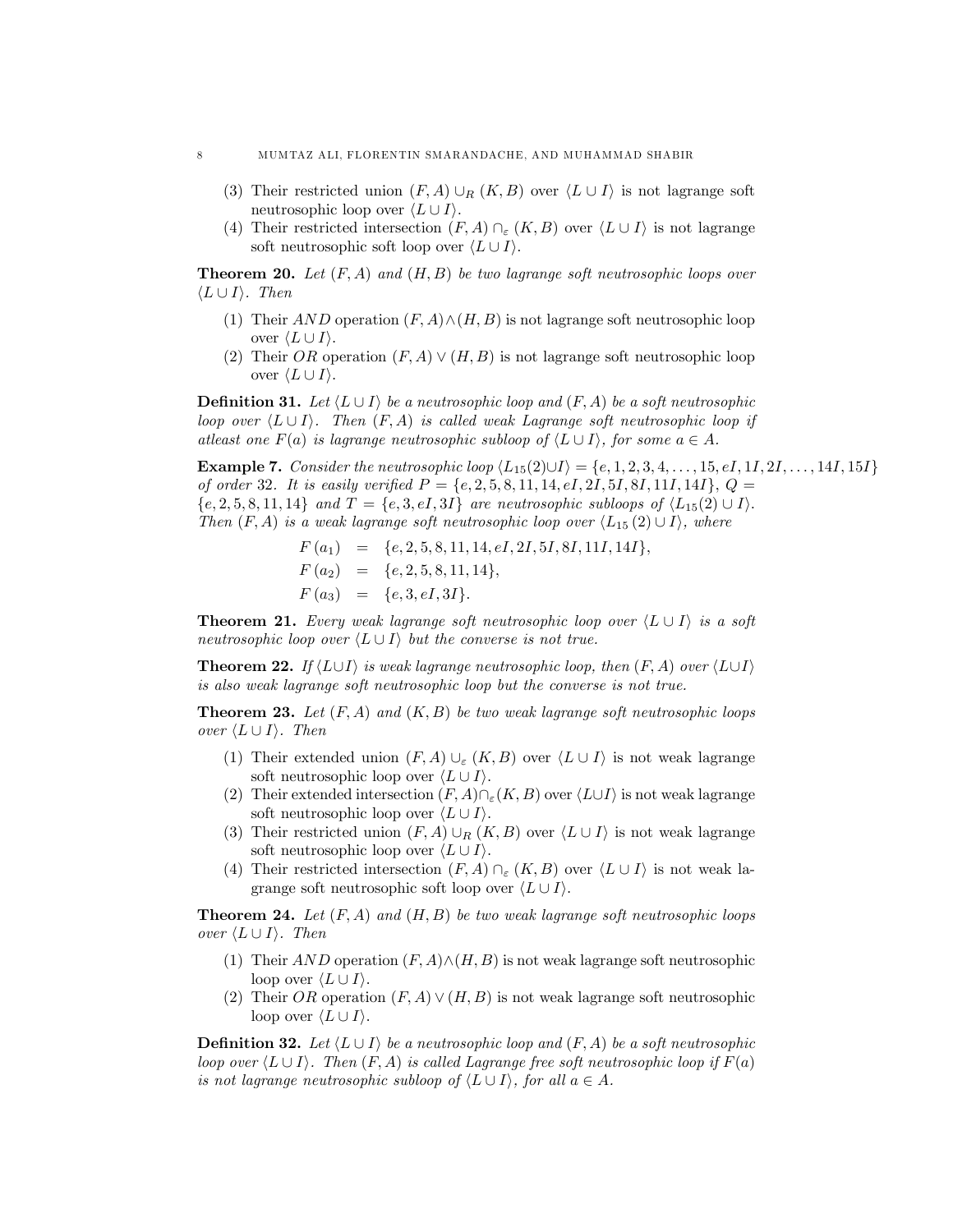(3) Their restricted union $(F,A) \cup_R (K,B)$ over $\langle L \cup I \rangle$ is not lagrange soft neutrosophic loop over $\langle L \cup I \rangle$.

(4) Their restricted intersection $(F,A) \cap_\varepsilon (K,B)$ over $\langle L \cup I \rangle$ is not lagrange soft neutrosophic soft loop over $\langle L \cup I \rangle$.

**Theorem 20.** *Let $(F,A)$ and $(H,B)$ be two lagrange soft neutrosophic loops over $\langle L \cup I \rangle$. Then*

(1) Their *AND* operation $(F,A) \wedge (H,B)$ is not lagrange soft neutrosophic loop over $\langle L \cup I \rangle$.

(2) Their *OR* operation $(F,A) \vee (H,B)$ is not lagrange soft neutrosophic loop over $\langle L \cup I \rangle$.

**Definition 31.** *Let $\langle L \cup I \rangle$ be a neutrosophic loop and $(F,A)$ be a soft neutrosophic loop over $\langle L \cup I \rangle$. Then $(F,A)$ is called weak Lagrange soft neutrosophic loop if atleast one $F(a)$ is lagrange neutrosophic subloop of $\langle L \cup I \rangle$, for some $a \in A$.*

**Example 7.** *Consider the neutrosophic loop $\langle L_{15}(2) \cup I \rangle = \{e, 1, 2, 3, 4, \ldots, 15, eI, 1I, 2I, \ldots, 14I, 15I\}$ of order 32. It is easily verified $P = \{e, 2, 5, 8, 11, 14, eI, 2I, 5I, 8I, 11I, 14I\}$, $Q = \{e, 2, 5, 8, 11, 14\}$ and $T = \{e, 3, eI, 3I\}$ are neutrosophic subloops of $\langle L_{15}(2) \cup I \rangle$. Then $(F,A)$ is a weak lagrange soft neutrosophic loop over $\langle L_{15}(2) \cup I \rangle$, where*

$$
\begin{aligned}
F(a_1) &= \{e, 2, 5, 8, 11, 14, eI, 2I, 5I, 8I, 11I, 14I\}, \\
F(a_2) &= \{e, 2, 5, 8, 11, 14\}, \\
F(a_3) &= \{e, 3, eI, 3I\}.
\end{aligned}
$$

**Theorem 21.** *Every weak lagrange soft neutrosophic loop over $\langle L \cup I \rangle$ is a soft neutrosophic loop over $\langle L \cup I \rangle$ but the converse is not true.*

**Theorem 22.** *If $\langle L \cup I \rangle$ is weak lagrange neutrosophic loop, then $(F,A)$ over $\langle L \cup I \rangle$ is also weak lagrange soft neutrosophic loop but the converse is not true.*

**Theorem 23.** *Let $(F,A)$ and $(K,B)$ be two weak lagrange soft neutrosophic loops over $\langle L \cup I \rangle$. Then*

(1) Their extended union $(F,A) \cup_\varepsilon (K,B)$ over $\langle L \cup I \rangle$ is not weak lagrange soft neutrosophic loop over $\langle L \cup I \rangle$.

(2) Their extended intersection $(F,A) \cap_\varepsilon (K,B)$ over $\langle L \cup I \rangle$ is not weak lagrange soft neutrosophic loop over $\langle L \cup I \rangle$.

(3) Their restricted union $(F,A) \cup_R (K,B)$ over $\langle L \cup I \rangle$ is not weak lagrange soft neutrosophic loop over $\langle L \cup I \rangle$.

(4) Their restricted intersection $(F,A) \cap_\varepsilon (K,B)$ over $\langle L \cup I \rangle$ is not weak lagrange soft neutrosophic soft loop over $\langle L \cup I \rangle$.

**Theorem 24.** *Let $(F,A)$ and $(H,B)$ be two weak lagrange soft neutrosophic loops over $\langle L \cup I \rangle$. Then*

(1) Their *AND* operation $(F,A) \wedge (H,B)$ is not weak lagrange soft neutrosophic loop over $\langle L \cup I \rangle$.

(2) Their *OR* operation $(F,A) \vee (H,B)$ is not weak lagrange soft neutrosophic loop over $\langle L \cup I \rangle$.

**Definition 32.** *Let $\langle L \cup I \rangle$ be a neutrosophic loop and $(F,A)$ be a soft neutrosophic loop over $\langle L \cup I \rangle$. Then $(F,A)$ is called Lagrange free soft neutrosophic loop if $F(a)$ is not lagrange neutrosophic subloop of $\langle L \cup I \rangle$, for all $a \in A$.*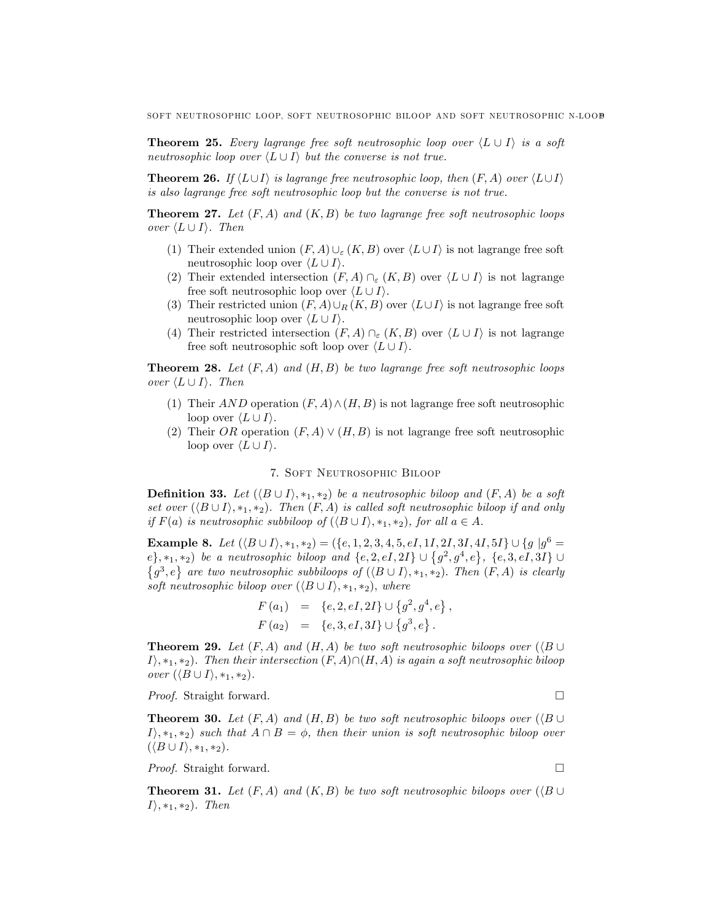**Theorem 25.** *Every lagrange free soft neutrosophic loop over $\langle L \cup I \rangle$ is a soft neutrosophic loop over $\langle L \cup I \rangle$ but the converse is not true.*

**Theorem 26.** *If $\langle L \cup I \rangle$ is lagrange free neutrosophic loop, then $(F, A)$ over $\langle L \cup I \rangle$ is also lagrange free soft neutrosophic loop but the converse is not true.*

**Theorem 27.** *Let $(F, A)$ and $(K, B)$ be two lagrange free soft neutrosophic loops over $\langle L \cup I \rangle$. Then*

1. Their extended union $(F, A) \cup_{\varepsilon} (K, B)$ over $\langle L \cup I \rangle$ is not lagrange free soft neutrosophic loop over $\langle L \cup I \rangle$.
2. Their extended intersection $(F, A) \cap_{\varepsilon} (K, B)$ over $\langle L \cup I \rangle$ is not lagrange free soft neutrosophic loop over $\langle L \cup I \rangle$.
3. Their restricted union $(F, A) \cup_{R} (K, B)$ over $\langle L \cup I \rangle$ is not lagrange free soft neutrosophic loop over $\langle L \cup I \rangle$.
4. Their restricted intersection $(F, A) \cap_{\varepsilon} (K, B)$ over $\langle L \cup I \rangle$ is not lagrange free soft neutrosophic soft loop over $\langle L \cup I \rangle$.

**Theorem 28.** *Let $(F, A)$ and $(H, B)$ be two lagrange free soft neutrosophic loops over $\langle L \cup I \rangle$. Then*

1. Their $AND$ operation $(F, A) \wedge (H, B)$ is not lagrange free soft neutrosophic loop over $\langle L \cup I \rangle$.
2. Their $OR$ operation $(F, A) \vee (H, B)$ is not lagrange free soft neutrosophic loop over $\langle L \cup I \rangle$.

## 7. Soft Neutrosophic Biloop

**Definition 33.** *Let $(\langle B \cup I \rangle, *_1, *_2)$ be a neutrosophic biloop and $(F, A)$ be a soft set over $(\langle B \cup I \rangle, *_1, *_2)$. Then $(F, A)$ is called soft neutrosophic biloop if and only if $F(a)$ is neutrosophic subbiloop of $(\langle B \cup I \rangle, *_1, *_2)$, for all $a \in A$.*

**Example 8.** *Let $(\langle B \cup I \rangle, *_1, *_2) = (\{e, 1, 2, 3, 4, 5, eI, 1I, 2I, 3I, 4I, 5I\} \cup \{g \mid g^6 = e\}, *_1, *_2)$ be a neutrosophic biloop and $\{e, 2, eI, 2I\} \cup \{g^2, g^4, e\}$, $\{e, 3, eI, 3I\} \cup \{g^3, e\}$ are two neutrosophic subbiloops of $(\langle B \cup I \rangle, *_1, *_2)$. Then $(F, A)$ is clearly soft neutrosophic biloop over $(\langle B \cup I \rangle, *_1, *_2)$, where*

$$
\begin{aligned}
F(a_1) &= \{e, 2, eI, 2I\} \cup \{g^2, g^4, e\}, \\
F(a_2) &= \{e, 3, eI, 3I\} \cup \{g^3, e\}.
\end{aligned}
$$

**Theorem 29.** *Let $(F, A)$ and $(H, A)$ be two soft neutrosophic biloops over $(\langle B \cup I \rangle, *_1, *_2)$. Then their intersection $(F, A) \cap (H, A)$ is again a soft neutrosophic biloop over $(\langle B \cup I \rangle, *_1, *_2)$.*

*Proof.* Straight forward. □

**Theorem 30.** *Let $(F, A)$ and $(H, B)$ be two soft neutrosophic biloops over $(\langle B \cup I \rangle, *_1, *_2)$ such that $A \cap B = \phi$, then their union is soft neutrosophic biloop over $(\langle B \cup I \rangle, *_1, *_2)$.*

*Proof.* Straight forward. □

**Theorem 31.** *Let $(F, A)$ and $(K, B)$ be two soft neutrosophic biloops over $(\langle B \cup I \rangle, *_1, *_2)$. Then*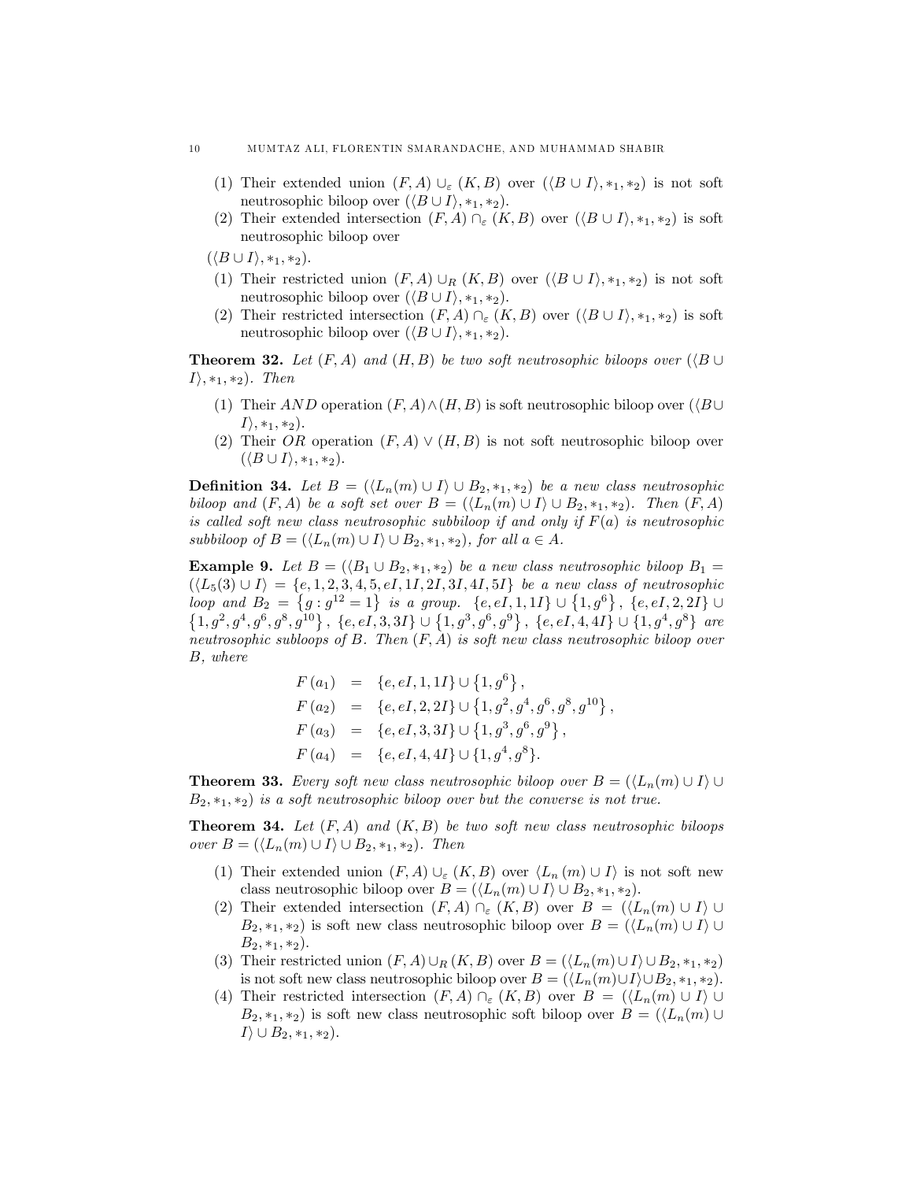(1) Their extended union $(F,A) \cup_{\varepsilon} (K,B)$ over $(\langle B \cup I \rangle, *_1, *_2)$ is not soft neutrosophic biloop over $(\langle B \cup I \rangle, *_1, *_2)$.

(2) Their extended intersection $(F,A) \cap_{\varepsilon} (K,B)$ over $(\langle B \cup I \rangle, *_1, *_2)$ is soft neutrosophic biloop over

$(\langle B \cup I \rangle, *_1, *_2)$.

(1) Their restricted union $(F,A) \cup_R (K,B)$ over $(\langle B \cup I \rangle, *_1, *_2)$ is not soft neutrosophic biloop over $(\langle B \cup I \rangle, *_1, *_2)$.

(2) Their restricted intersection $(F,A) \cap_{\varepsilon} (K,B)$ over $(\langle B \cup I \rangle, *_1, *_2)$ is soft neutrosophic biloop over $(\langle B \cup I \rangle, *_1, *_2)$.

**Theorem 32.** *Let $(F,A)$ and $(H,B)$ be two soft neutrosophic biloops over $(\langle B \cup I \rangle, *_1, *_2)$. Then*

(1) Their $AND$ operation $(F,A) \wedge (H,B)$ is soft neutrosophic biloop over $(\langle B \cup I \rangle, *_1, *_2)$.

(2) Their $OR$ operation $(F,A) \vee (H,B)$ is not soft neutrosophic biloop over $(\langle B \cup I \rangle, *_1, *_2)$.

**Definition 34.** *Let $B = (\langle L_n(m) \cup I \rangle \cup B_2, *_1, *_2)$ be a new class neutrosophic biloop and $(F,A)$ be a soft set over $B = (\langle L_n(m) \cup I \rangle \cup B_2, *_1, *_2)$. Then $(F,A)$ is called soft new class neutrosophic subbiloop if and only if $F(a)$ is neutrosophic subbiloop of $B = (\langle L_n(m) \cup I \rangle \cup B_2, *_1, *_2)$, for all $a \in A$.*

**Example 9.** *Let $B = (\langle B_1 \cup B_2, *_1, *_2)$ be a new class neutrosophic biloop $B_1 = (\langle L_5(3) \cup I \rangle = \{e, 1, 2, 3, 4, 5, eI, 1I, 2I, 3I, 4I, 5I\}$ be a new class of neutrosophic loop and $B_2 = \{g : g^{12} = 1\}$ is a group. $\{e, eI, 1, 1I\} \cup \{1, g^6\}$, $\{e, eI, 2, 2I\} \cup \{1, g^2, g^4, g^6, g^8, g^{10}\}$, $\{e, eI, 3, 3I\} \cup \{1, g^3, g^6, g^9\}$, $\{e, eI, 4, 4I\} \cup \{1, g^4, g^8\}$ are neutrosophic subloops of $B$. Then $(F,A)$ is soft new class neutrosophic biloop over $B$, where*

$$
\begin{aligned}
F(a_1) &= \{e, eI, 1, 1I\} \cup \{1, g^6\}, \\
F(a_2) &= \{e, eI, 2, 2I\} \cup \{1, g^2, g^4, g^6, g^8, g^{10}\}, \\
F(a_3) &= \{e, eI, 3, 3I\} \cup \{1, g^3, g^6, g^9\}, \\
F(a_4) &= \{e, eI, 4, 4I\} \cup \{1, g^4, g^8\}.
\end{aligned}
$$

**Theorem 33.** *Every soft new class neutrosophic biloop over $B = (\langle L_n(m) \cup I \rangle \cup B_2, *_1, *_2)$ is a soft neutrosophic biloop over but the converse is not true.*

**Theorem 34.** *Let $(F,A)$ and $(K,B)$ be two soft new class neutrosophic biloops over $B = (\langle L_n(m) \cup I \rangle \cup B_2, *_1, *_2)$. Then*

(1) Their extended union $(F,A) \cup_{\varepsilon} (K,B)$ over $\langle L_n(m) \cup I \rangle$ is not soft new class neutrosophic biloop over $B = (\langle L_n(m) \cup I \rangle \cup B_2, *_1, *_2)$.

(2) Their extended intersection $(F,A) \cap_{\varepsilon} (K,B)$ over $B = (\langle L_n(m) \cup I \rangle \cup B_2, *_1, *_2)$ is soft new class neutrosophic biloop over $B = (\langle L_n(m) \cup I \rangle \cup B_2, *_1, *_2)$.

(3) Their restricted union $(F,A) \cup_R (K,B)$ over $B = (\langle L_n(m) \cup I \rangle \cup B_2, *_1, *_2)$ is not soft new class neutrosophic biloop over $B = (\langle L_n(m) \cup I \rangle \cup B_2, *_1, *_2)$.

(4) Their restricted intersection $(F,A) \cap_{\varepsilon} (K,B)$ over $B = (\langle L_n(m) \cup I \rangle \cup B_2, *_1, *_2)$ is soft new class neutrosophic soft biloop over $B = (\langle L_n(m) \cup I \rangle \cup B_2, *_1, *_2)$.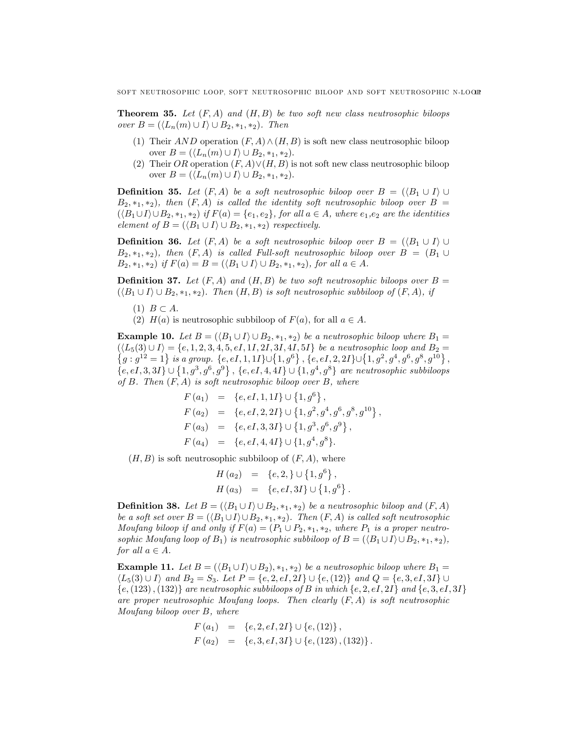**Theorem 35.** *Let $(F,A)$ and $(H,B)$ be two soft new class neutrosophic biloops over $B = (\langle L_n(m) \cup I \rangle \cup B_2, *_1, *_2)$. Then*

1. Their $AND$ operation $(F,A) \wedge (H,B)$ is soft new class neutrosophic biloop over $B = (\langle L_n(m) \cup I \rangle \cup B_2, *_1, *_2)$.
2. Their $OR$ operation $(F,A) \vee (H,B)$ is not soft new class neutrosophic biloop over $B = (\langle L_n(m) \cup I \rangle \cup B_2, *_1, *_2)$.

**Definition 35.** *Let $(F,A)$ be a soft neutrosophic biloop over $B = (\langle B_1 \cup I \rangle \cup B_2, *_1, *_2)$, then $(F,A)$ is called the identity soft neutrosophic biloop over $B = (\langle B_1 \cup I \rangle \cup B_2, *_1, *_2)$ if $F(a) = \{e_1, e_2\}$, for all $a \in A$, where $e_1$,$e_2$ are the identities element of $B = (\langle B_1 \cup I \rangle \cup B_2, *_1, *_2)$ respectively.*

**Definition 36.** *Let $(F,A)$ be a soft neutrosophic biloop over $B = (\langle B_1 \cup I \rangle \cup B_2, *_1, *_2)$, then $(F,A)$ is called Full-soft neutrosophic biloop over $B = (B_1 \cup B_2, *_1, *_2)$ if $F(a) = B = (\langle B_1 \cup I \rangle \cup B_2, *_1, *_2)$, for all $a \in A$.*

**Definition 37.** *Let $(F,A)$ and $(H,B)$ be two soft neutrosophic biloops over $B = (\langle B_1 \cup I \rangle \cup B_2, *_1, *_2)$. Then $(H,B)$ is soft neutrosophic subbiloop of $(F,A)$, if*

1. $B \subset A$.
2. $H(a)$ is neutrosophic subbiloop of $F(a)$, for all $a \in A$.

**Example 10.** *Let $B = (\langle B_1 \cup I \rangle \cup B_2, *_1, *_2)$ be a neutrosophic biloop where $B_1 = (\langle L_5(3) \cup I \rangle = \{e, 1, 2, 3, 4, 5, eI, 1I, 2I, 3I, 4I, 5I\}$ be a neutrosophic loop and $B_2 = \{g : g^{12} = 1\}$ is a group. $\{e, eI, 1, 1I\} \cup \{1, g^6\}$, $\{e, eI, 2, 2I\} \cup \{1, g^2, g^4, g^6, g^8, g^{10}\}$, $\{e, eI, 3, 3I\} \cup \{1, g^3, g^6, g^9\}$, $\{e, eI, 4, 4I\} \cup \{1, g^4, g^8\}$ are neutrosophic subbiloops of $B$. Then $(F,A)$ is soft neutrosophic biloop over $B$, where*

$$
\begin{aligned}
F(a_1) &= \{e, eI, 1, 1I\} \cup \{1, g^6\}, \\
F(a_2) &= \{e, eI, 2, 2I\} \cup \{1, g^2, g^4, g^6, g^8, g^{10}\}, \\
F(a_3) &= \{e, eI, 3, 3I\} \cup \{1, g^3, g^6, g^9\}, \\
F(a_4) &= \{e, eI, 4, 4I\} \cup \{1, g^4, g^8\}.
\end{aligned}
$$

$(H,B)$ is soft neutrosophic subbiloop of $(F,A)$, where

$$
\begin{aligned}
H(a_2) &= \{e, 2, \} \cup \{1, g^6\}, \\
H(a_3) &= \{e, eI, 3I\} \cup \{1, g^6\}.
\end{aligned}
$$

**Definition 38.** *Let $B = (\langle B_1 \cup I \rangle \cup B_2, *_1, *_2)$ be a neutrosophic biloop and $(F,A)$ be a soft set over $B = (\langle B_1 \cup I \rangle \cup B_2, *_1, *_2)$. Then $(F,A)$ is called soft neutrosophic Moufang biloop if and only if $F(a) = (P_1 \cup P_2, *_1, *_2$, where $P_1$ is a proper neutrosophic Moufang loop of $B_1$) is neutrosophic subbiloop of $B = (\langle B_1 \cup I \rangle \cup B_2, *_1, *_2)$, for all $a \in A$.*

**Example 11.** *Let $B = (\langle B_1 \cup I \rangle \cup B_2), *_1, *_2)$ be a neutrosophic biloop where $B_1 = \langle L_5(3) \cup I \rangle$ and $B_2 = S_3$. Let $P = \{e, 2, eI, 2I\} \cup \{e, (12)\}$ and $Q = \{e, 3, eI, 3I\} \cup \{e, (123), (132)\}$ are neutrosophic subbiloops of $B$ in which $\{e, 2, eI, 2I\}$ and $\{e, 3, eI, 3I\}$ are proper neutrosophic Moufang loops. Then clearly $(F,A)$ is soft neutrosophic Moufang biloop over $B$, where*

$$
\begin{aligned}
F(a_1) &= \{e, 2, eI, 2I\} \cup \{e, (12)\}, \\
F(a_2) &= \{e, 3, eI, 3I\} \cup \{e, (123), (132)\}.
\end{aligned}
$$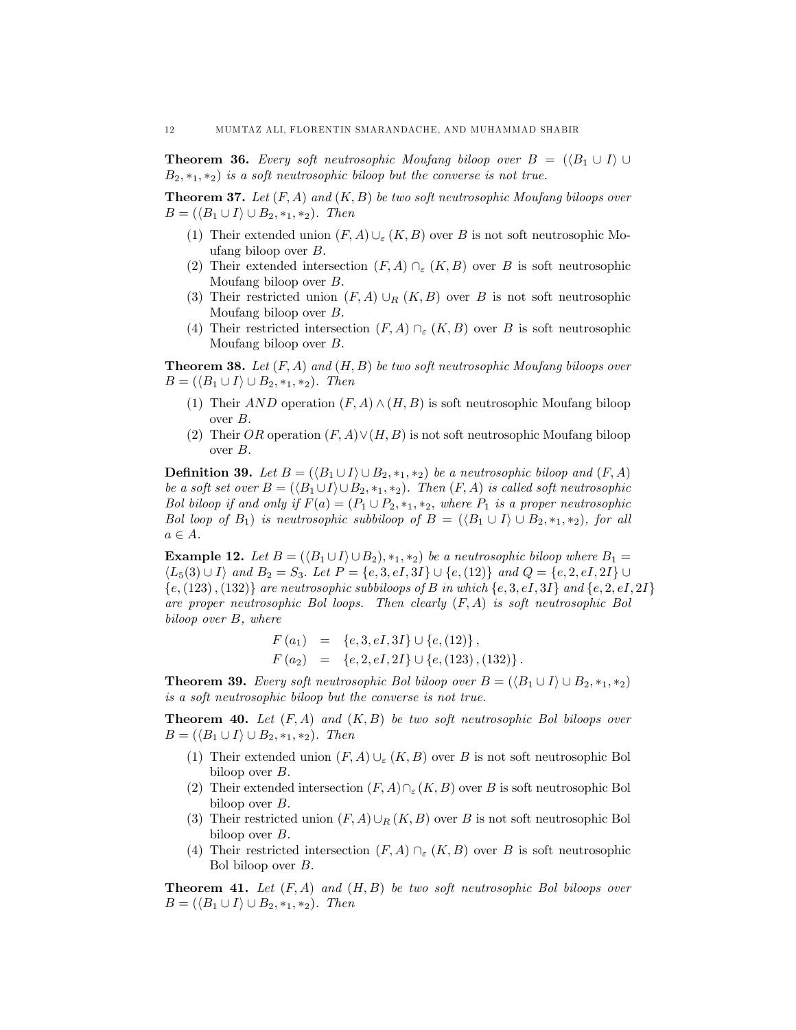**Theorem 36.** *Every soft neutrosophic Moufang biloop over $B = (\langle B_1 \cup I\rangle \cup B_2, *_1, *_2)$ is a soft neutrosophic biloop but the converse is not true.*

**Theorem 37.** *Let $(F, A)$ and $(K, B)$ be two soft neutrosophic Moufang biloops over $B = (\langle B_1 \cup I\rangle \cup B_2, *_1, *_2)$. Then*

1. Their extended union $(F, A) \cup_{\varepsilon} (K, B)$ over $B$ is not soft neutrosophic Moufang biloop over $B$.
2. Their extended intersection $(F, A) \cap_{\varepsilon} (K, B)$ over $B$ is soft neutrosophic Moufang biloop over $B$.
3. Their restricted union $(F, A) \cup_{R} (K, B)$ over $B$ is not soft neutrosophic Moufang biloop over $B$.
4. Their restricted intersection $(F, A) \cap_{\varepsilon} (K, B)$ over $B$ is soft neutrosophic Moufang biloop over $B$.

**Theorem 38.** *Let $(F, A)$ and $(H, B)$ be two soft neutrosophic Moufang biloops over $B = (\langle B_1 \cup I\rangle \cup B_2, *_1, *_2)$. Then*

1. Their $AND$ operation $(F, A) \wedge (H, B)$ is soft neutrosophic Moufang biloop over $B$.
2. Their $OR$ operation $(F, A) \vee (H, B)$ is not soft neutrosophic Moufang biloop over $B$.

**Definition 39.** *Let $B = (\langle B_1 \cup I\rangle \cup B_2, *_1, *_2)$ be a neutrosophic biloop and $(F, A)$ be a soft set over $B = (\langle B_1 \cup I\rangle \cup B_2, *_1, *_2)$. Then $(F, A)$ is called soft neutrosophic Bol biloop if and only if $F(a) = (P_1 \cup P_2, *_1, *_2$, where $P_1$ is a proper neutrosophic Bol loop of $B_1$) is neutrosophic subbiloop of $B = (\langle B_1 \cup I\rangle \cup B_2, *_1, *_2)$, for all $a \in A$.*

**Example 12.** *Let $B = (\langle B_1 \cup I\rangle \cup B_2), *_1, *_2)$ be a neutrosophic biloop where $B_1 = \langle L_5(3) \cup I\rangle$ and $B_2 = S_3$. Let $P = \{e, 3, eI, 3I\} \cup \{e, (12)\}$ and $Q = \{e, 2, eI, 2I\} \cup \{e, (123), (132)\}$ are neutrosophic subbiloops of $B$ in which $\{e, 3, eI, 3I\}$ and $\{e, 2, eI, 2I\}$ are proper neutrosophic Bol loops. Then clearly $(F, A)$ is soft neutrosophic Bol biloop over $B$, where*

$$
\begin{aligned}
F(a_1) &= \{e, 3, eI, 3I\} \cup \{e, (12)\}, \\
F(a_2) &= \{e, 2, eI, 2I\} \cup \{e, (123), (132)\}.
\end{aligned}
$$

**Theorem 39.** *Every soft neutrosophic Bol biloop over $B = (\langle B_1 \cup I\rangle \cup B_2, *_1, *_2)$ is a soft neutrosophic biloop but the converse is not true.*

**Theorem 40.** *Let $(F, A)$ and $(K, B)$ be two soft neutrosophic Bol biloops over $B = (\langle B_1 \cup I\rangle \cup B_2, *_1, *_2)$. Then*

1. Their extended union $(F, A) \cup_{\varepsilon} (K, B)$ over $B$ is not soft neutrosophic Bol biloop over $B$.
2. Their extended intersection $(F, A) \cap_{\varepsilon} (K, B)$ over $B$ is soft neutrosophic Bol biloop over $B$.
3. Their restricted union $(F, A) \cup_{R} (K, B)$ over $B$ is not soft neutrosophic Bol biloop over $B$.
4. Their restricted intersection $(F, A) \cap_{\varepsilon} (K, B)$ over $B$ is soft neutrosophic Bol biloop over $B$.

**Theorem 41.** *Let $(F, A)$ and $(H, B)$ be two soft neutrosophic Bol biloops over $B = (\langle B_1 \cup I\rangle \cup B_2, *_1, *_2)$. Then*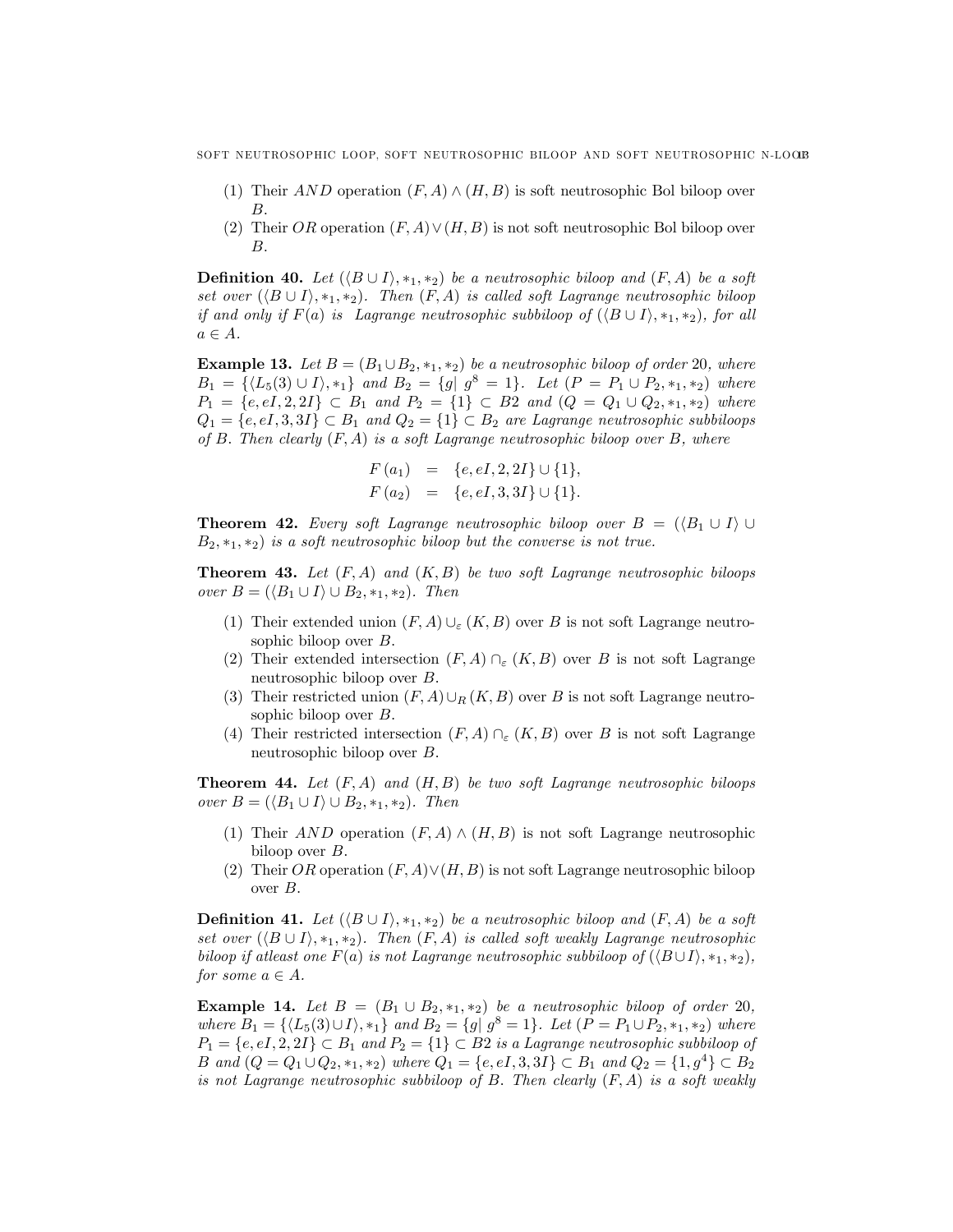(1) Their $AND$ operation $(F,A) \wedge (H,B)$ is soft neutrosophic Bol biloop over $B$.

(2) Their $OR$ operation $(F,A) \vee (H,B)$ is not soft neutrosophic Bol biloop over $B$.

**Definition 40.** *Let $(\langle B \cup I \rangle, *_1, *_2)$ be a neutrosophic biloop and $(F,A)$ be a soft set over $(\langle B \cup I \rangle, *_1, *_2)$. Then $(F,A)$ is called soft Lagrange neutrosophic biloop if and only if $F(a)$ is Lagrange neutrosophic subbiloop of $(\langle B \cup I \rangle, *_1, *_2)$, for all $a \in A$.*

**Example 13.** *Let $B = (B_1 \cup B_2, *_1, *_2)$ be a neutrosophic biloop of order 20, where $B_1 = \{\langle L_5(3) \cup I \rangle, *_1\}$ and $B_2 = \{g |\ g^8 = 1\}$. Let $(P = P_1 \cup P_2, *_1, *_2)$ where $P_1 = \{e, eI, 2, 2I\} \subset B_1$ and $P_2 = \{1\} \subset B2$ and $(Q = Q_1 \cup Q_2, *_1, *_2)$ where $Q_1 = \{e, eI, 3, 3I\} \subset B_1$ and $Q_2 = \{1\} \subset B_2$ are Lagrange neutrosophic subbiloops of $B$. Then clearly $(F,A)$ is a soft Lagrange neutrosophic biloop over $B$, where*

$$
\begin{aligned}
F(a_1) &= \{e, eI, 2, 2I\} \cup \{1\}, \\
F(a_2) &= \{e, eI, 3, 3I\} \cup \{1\}.
\end{aligned}
$$

**Theorem 42.** *Every soft Lagrange neutrosophic biloop over $B = (\langle B_1 \cup I \rangle \cup B_2, *_1, *_2)$ is a soft neutrosophic biloop but the converse is not true.*

**Theorem 43.** *Let $(F,A)$ and $(K,B)$ be two soft Lagrange neutrosophic biloops over $B = (\langle B_1 \cup I \rangle \cup B_2, *_1, *_2)$. Then*

(1) Their extended union $(F,A) \cup_\varepsilon (K,B)$ over $B$ is not soft Lagrange neutrosophic biloop over $B$.

(2) Their extended intersection $(F,A) \cap_\varepsilon (K,B)$ over $B$ is not soft Lagrange neutrosophic biloop over $B$.

(3) Their restricted union $(F,A) \cup_R (K,B)$ over $B$ is not soft Lagrange neutrosophic biloop over $B$.

(4) Their restricted intersection $(F,A) \cap_\varepsilon (K,B)$ over $B$ is not soft Lagrange neutrosophic biloop over $B$.

**Theorem 44.** *Let $(F,A)$ and $(H,B)$ be two soft Lagrange neutrosophic biloops over $B = (\langle B_1 \cup I \rangle \cup B_2, *_1, *_2)$. Then*

(1) Their $AND$ operation $(F,A) \wedge (H,B)$ is not soft Lagrange neutrosophic biloop over $B$.

(2) Their $OR$ operation $(F,A) \vee (H,B)$ is not soft Lagrange neutrosophic biloop over $B$.

**Definition 41.** *Let $(\langle B \cup I \rangle, *_1, *_2)$ be a neutrosophic biloop and $(F,A)$ be a soft set over $(\langle B \cup I \rangle, *_1, *_2)$. Then $(F,A)$ is called soft weakly Lagrange neutrosophic biloop if atleast one $F(a)$ is not Lagrange neutrosophic subbiloop of $(\langle B \cup I \rangle, *_1, *_2)$, for some $a \in A$.*

**Example 14.** *Let $B = (B_1 \cup B_2, *_1, *_2)$ be a neutrosophic biloop of order 20, where $B_1 = \{\langle L_5(3) \cup I \rangle, *_1\}$ and $B_2 = \{g |\ g^8 = 1\}$. Let $(P = P_1 \cup P_2, *_1, *_2)$ where $P_1 = \{e, eI, 2, 2I\} \subset B_1$ and $P_2 = \{1\} \subset B2$ is a Lagrange neutrosophic subbiloop of $B$ and $(Q = Q_1 \cup Q_2, *_1, *_2)$ where $Q_1 = \{e, eI, 3, 3I\} \subset B_1$ and $Q_2 = \{1, g^4\} \subset B_2$ is not Lagrange neutrosophic subbiloop of $B$. Then clearly $(F,A)$ is a soft weakly*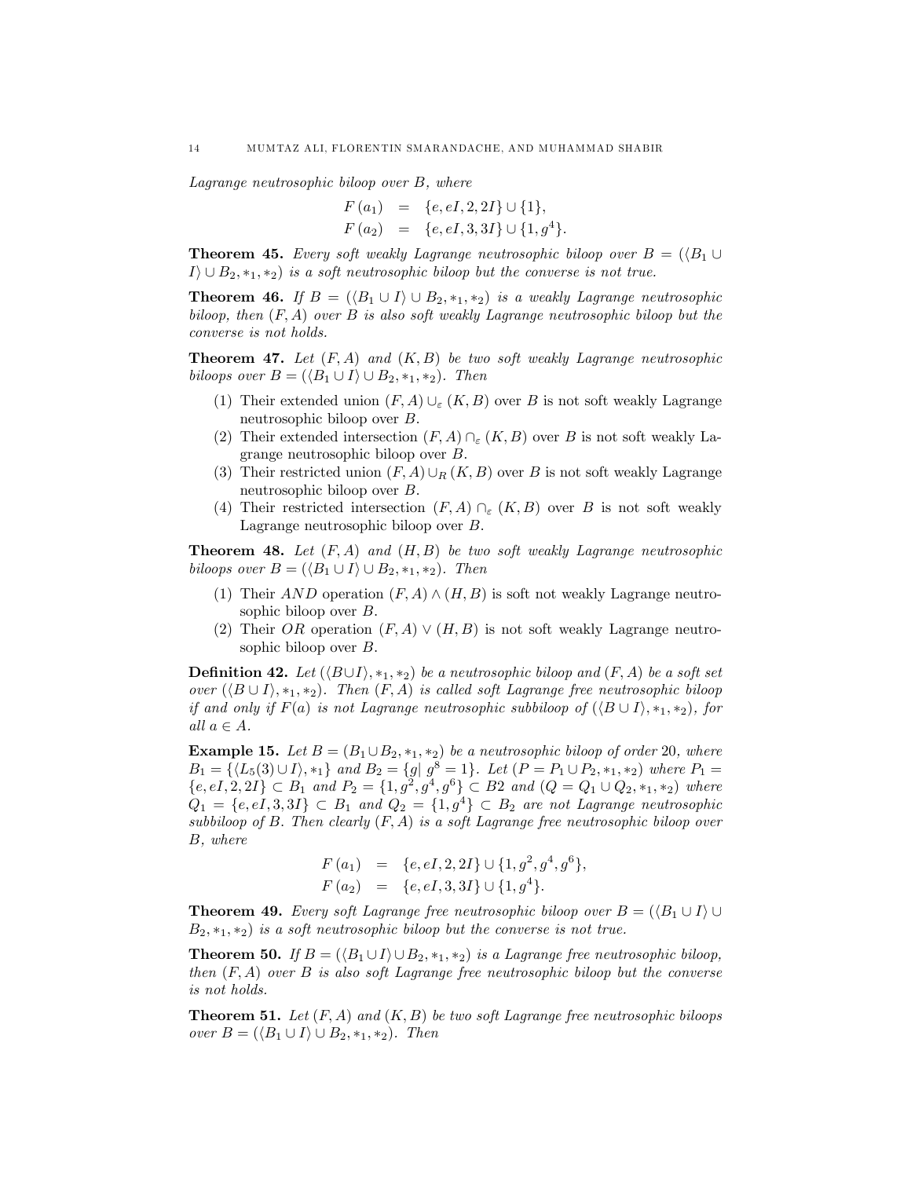*Lagrange neutrosophic biloop over* $B$*, where*

$$
\begin{aligned}
F(a_1) &= \{e, eI, 2, 2I\} \cup \{1\}, \\
F(a_2) &= \{e, eI, 3, 3I\} \cup \{1, g^4\}.
\end{aligned}
$$

**Theorem 45.** *Every soft weakly Lagrange neutrosophic biloop over* $B = (\langle B_1 \cup I \rangle \cup B_2, *_1, *_2)$ *is a soft neutrosophic biloop but the converse is not true.*

**Theorem 46.** *If* $B = (\langle B_1 \cup I \rangle \cup B_2, *_1, *_2)$ *is a weakly Lagrange neutrosophic biloop, then* $(F, A)$ *over* $B$ *is also soft weakly Lagrange neutrosophic biloop but the converse is not holds.*

**Theorem 47.** *Let* $(F, A)$ *and* $(K, B)$ *be two soft weakly Lagrange neutrosophic biloops over* $B = (\langle B_1 \cup I \rangle \cup B_2, *_1, *_2)$*. Then*

1. Their extended union $(F, A) \cup_{\varepsilon} (K, B)$ over $B$ is not soft weakly Lagrange neutrosophic biloop over $B$.
2. Their extended intersection $(F, A) \cap_{\varepsilon} (K, B)$ over $B$ is not soft weakly Lagrange neutrosophic biloop over $B$.
3. Their restricted union $(F, A) \cup_R (K, B)$ over $B$ is not soft weakly Lagrange neutrosophic biloop over $B$.
4. Their restricted intersection $(F, A) \cap_{\varepsilon} (K, B)$ over $B$ is not soft weakly Lagrange neutrosophic biloop over $B$.

**Theorem 48.** *Let* $(F, A)$ *and* $(H, B)$ *be two soft weakly Lagrange neutrosophic biloops over* $B = (\langle B_1 \cup I \rangle \cup B_2, *_1, *_2)$*. Then*

1. Their $AND$ operation $(F, A) \wedge (H, B)$ is soft not weakly Lagrange neutrosophic biloop over $B$.
2. Their $OR$ operation $(F, A) \vee (H, B)$ is not soft weakly Lagrange neutrosophic biloop over $B$.

**Definition 42.** *Let* $(\langle B \cup I \rangle, *_1, *_2)$ *be a neutrosophic biloop and* $(F, A)$ *be a soft set over* $(\langle B \cup I \rangle, *_1, *_2)$*. Then* $(F, A)$ *is called soft Lagrange free neutrosophic biloop if and only if* $F(a)$ *is not Lagrange neutrosophic subbiloop of* $(\langle B \cup I \rangle, *_1, *_2)$*, for all* $a \in A$.

**Example 15.** *Let* $B = (B_1 \cup B_2, *_1, *_2)$ *be a neutrosophic biloop of order* 20*, where* $B_1 = \{\langle L_5(3) \cup I \rangle, *_1\}$ *and* $B_2 = \{g | \ g^8 = 1\}$*. Let* $(P = P_1 \cup P_2, *_1, *_2)$ *where* $P_1 = \{e, eI, 2, 2I\} \subset B_1$ *and* $P_2 = \{1, g^2, g^4, g^6\} \subset B2$ *and* $(Q = Q_1 \cup Q_2, *_1, *_2)$ *where* $Q_1 = \{e, eI, 3, 3I\} \subset B_1$ *and* $Q_2 = \{1, g^4\} \subset B_2$ *are not Lagrange neutrosophic subbiloop of* $B$*. Then clearly* $(F, A)$ *is a soft Lagrange free neutrosophic biloop over* $B$*, where*

$$
\begin{aligned}
F(a_1) &= \{e, eI, 2, 2I\} \cup \{1, g^2, g^4, g^6\}, \\
F(a_2) &= \{e, eI, 3, 3I\} \cup \{1, g^4\}.
\end{aligned}
$$

**Theorem 49.** *Every soft Lagrange free neutrosophic biloop over* $B = (\langle B_1 \cup I \rangle \cup B_2, *_1, *_2)$ *is a soft neutrosophic biloop but the converse is not true.*

**Theorem 50.** *If* $B = (\langle B_1 \cup I \rangle \cup B_2, *_1, *_2)$ *is a Lagrange free neutrosophic biloop, then* $(F, A)$ *over* $B$ *is also soft Lagrange free neutrosophic biloop but the converse is not holds.*

**Theorem 51.** *Let* $(F, A)$ *and* $(K, B)$ *be two soft Lagrange free neutrosophic biloops over* $B = (\langle B_1 \cup I \rangle \cup B_2, *_1, *_2)$*. Then*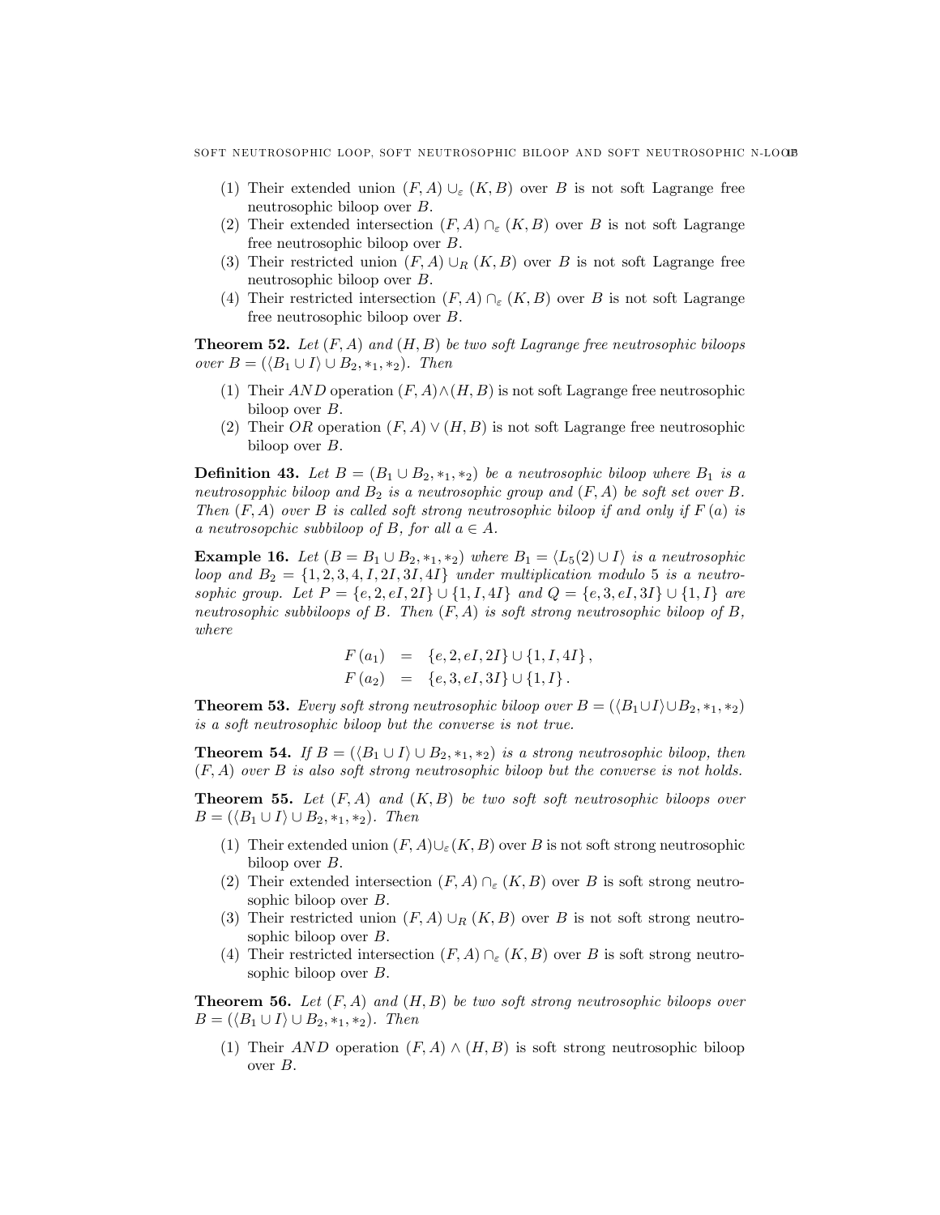(1) Their extended union $(F, A) \cup_{\varepsilon} (K, B)$ over $B$ is not soft Lagrange free neutrosophic biloop over $B$.
(2) Their extended intersection $(F, A) \cap_{\varepsilon} (K, B)$ over $B$ is not soft Lagrange free neutrosophic biloop over $B$.
(3) Their restricted union $(F, A) \cup_{R} (K, B)$ over $B$ is not soft Lagrange free neutrosophic biloop over $B$.
(4) Their restricted intersection $(F, A) \cap_{\varepsilon} (K, B)$ over $B$ is not soft Lagrange free neutrosophic biloop over $B$.

**Theorem 52.** *Let $(F, A)$ and $(H, B)$ be two soft Lagrange free neutrosophic biloops over $B = (\langle B_1 \cup I \rangle \cup B_2, *_1, *_2)$. Then*

(1) Their $AND$ operation $(F, A) \wedge (H, B)$ is not soft Lagrange free neutrosophic biloop over $B$.
(2) Their $OR$ operation $(F, A) \vee (H, B)$ is not soft Lagrange free neutrosophic biloop over $B$.

**Definition 43.** *Let $B = (B_1 \cup B_2, *_1, *_2)$ be a neutrosophic biloop where $B_1$ is a neutrosopphic biloop and $B_2$ is a neutrosophic group and $(F, A)$ be soft set over $B$. Then $(F, A)$ over $B$ is called soft strong neutrosophic biloop if and only if $F(a)$ is a neutrosopchic subbiloop of $B$, for all $a \in A$.*

**Example 16.** *Let $(B = B_1 \cup B_2, *_1, *_2)$ where $B_1 = \langle L_5(2) \cup I \rangle$ is a neutrosophic loop and $B_2 = \{1, 2, 3, 4, I, 2I, 3I, 4I\}$ under multiplication modulo 5 is a neutrosophic group. Let $P = \{e, 2, eI, 2I\} \cup \{1, I, 4I\}$ and $Q = \{e, 3, eI, 3I\} \cup \{1, I\}$ are neutrosophic subbiloops of $B$. Then $(F, A)$ is soft strong neutrosophic biloop of $B$, where*

$$
\begin{aligned}
F(a_1) &= \{e, 2, eI, 2I\} \cup \{1, I, 4I\}, \\
F(a_2) &= \{e, 3, eI, 3I\} \cup \{1, I\}.
\end{aligned}
$$

**Theorem 53.** *Every soft strong neutrosophic biloop over $B = (\langle B_1 \cup I \rangle \cup B_2, *_1, *_2)$ is a soft neutrosophic biloop but the converse is not true.*

**Theorem 54.** *If $B = (\langle B_1 \cup I \rangle \cup B_2, *_1, *_2)$ is a strong neutrosophic biloop, then $(F, A)$ over $B$ is also soft strong neutrosophic biloop but the converse is not holds.*

**Theorem 55.** *Let $(F, A)$ and $(K, B)$ be two soft soft neutrosophic biloops over $B = (\langle B_1 \cup I \rangle \cup B_2, *_1, *_2)$. Then*

(1) Their extended union $(F, A) \cup_{\varepsilon} (K, B)$ over $B$ is not soft strong neutrosophic biloop over $B$.
(2) Their extended intersection $(F, A) \cap_{\varepsilon} (K, B)$ over $B$ is soft strong neutrosophic biloop over $B$.
(3) Their restricted union $(F, A) \cup_{R} (K, B)$ over $B$ is not soft strong neutrosophic biloop over $B$.
(4) Their restricted intersection $(F, A) \cap_{\varepsilon} (K, B)$ over $B$ is soft strong neutrosophic biloop over $B$.

**Theorem 56.** *Let $(F, A)$ and $(H, B)$ be two soft strong neutrosophic biloops over $B = (\langle B_1 \cup I \rangle \cup B_2, *_1, *_2)$. Then*

(1) Their $AND$ operation $(F, A) \wedge (H, B)$ is soft strong neutrosophic biloop over $B$.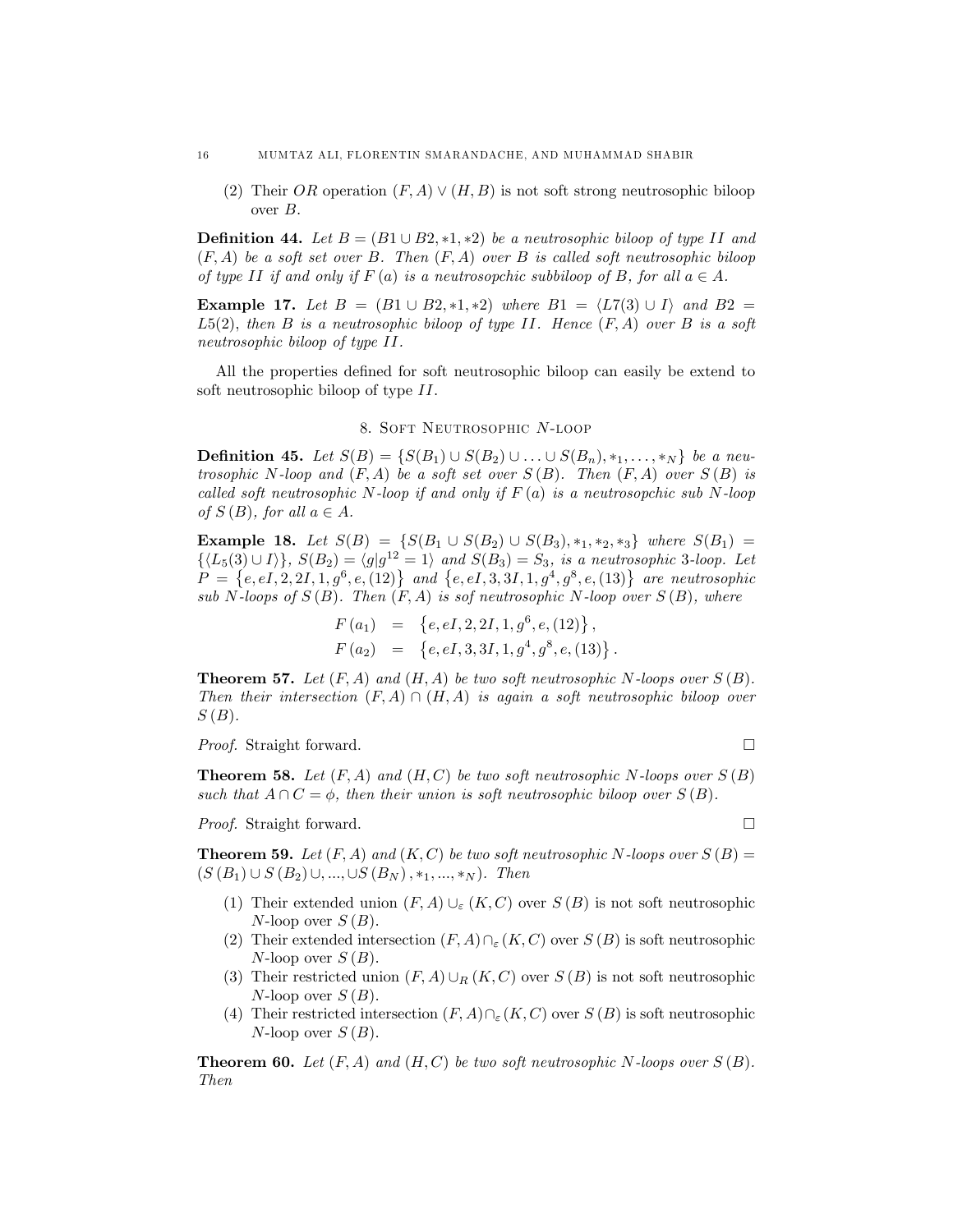(2) Their $OR$ operation $(F,A) \vee (H,B)$ is not soft strong neutrosophic biloop over $B$.

**Definition 44.** *Let $B = (B1 \cup B2, *1, *2)$ be a neutrosophic biloop of type $II$ and $(F,A)$ be a soft set over $B$. Then $(F,A)$ over $B$ is called soft neutrosophic biloop of type $II$ if and only if $F(a)$ is a neutrosopchic subbiloop of $B$, for all $a \in A$.*

**Example 17.** *Let $B = (B1 \cup B2, *1, *2)$ where $B1 = \langle L7(3) \cup I \rangle$ and $B2 = L5(2)$, then $B$ is a neutrosophic biloop of type $II$. Hence $(F,A)$ over $B$ is a soft neutrosophic biloop of type $II$.*

All the properties defined for soft neutrosophic biloop can easily be extend to soft neutrosophic biloop of type $II$.

## 8. Soft Neutrosophic $N$-loop

**Definition 45.** *Let $S(B) = \{S(B_1) \cup S(B_2) \cup \ldots \cup S(B_n), *_1, \ldots, *_N\}$ be a neutrosophic $N$-loop and $(F,A)$ be a soft set over $S(B)$. Then $(F,A)$ over $S(B)$ is called soft neutrosophic $N$-loop if and only if $F(a)$ is a neutrosopchic sub $N$-loop of $S(B)$, for all $a \in A$.*

**Example 18.** *Let $S(B) = \{S(B_1 \cup S(B_2) \cup S(B_3), *_1, *_2, *_3\}$ where $S(B_1) = \{\langle L_5(3) \cup I \rangle\}$, $S(B_2) = \langle g | g^{12} = 1 \rangle$ and $S(B_3) = S_3$, is a neutrosophic 3-loop. Let $P = \{e, eI, 2, 2I, 1, g^6, e, (12)\}$ and $\{e, eI, 3, 3I, 1, g^4, g^8, e, (13)\}$ are neutrosophic sub $N$-loops of $S(B)$. Then $(F,A)$ is sof neutrosophic $N$-loop over $S(B)$, where*

$$
\begin{aligned}
F(a_1) &= \{e, eI, 2, 2I, 1, g^6, e, (12)\}, \\
F(a_2) &= \{e, eI, 3, 3I, 1, g^4, g^8, e, (13)\}.
\end{aligned}
$$

**Theorem 57.** *Let $(F,A)$ and $(H,A)$ be two soft neutrosophic $N$-loops over $S(B)$. Then their intersection $(F,A) \cap (H,A)$ is again a soft neutrosophic biloop over $S(B)$.*

*Proof.* Straight forward. □

**Theorem 58.** *Let $(F,A)$ and $(H,C)$ be two soft neutrosophic $N$-loops over $S(B)$ such that $A \cap C = \phi$, then their union is soft neutrosophic biloop over $S(B)$.*

*Proof.* Straight forward. □

**Theorem 59.** *Let $(F,A)$ and $(K,C)$ be two soft neutrosophic $N$-loops over $S(B) = (S(B_1) \cup S(B_2) \cup, ..., \cup S(B_N), *_1, ..., *_N)$. Then*

1. Their extended union $(F,A) \cup_\varepsilon (K,C)$ over $S(B)$ is not soft neutrosophic $N$-loop over $S(B)$.
2. Their extended intersection $(F,A) \cap_\varepsilon (K,C)$ over $S(B)$ is soft neutrosophic $N$-loop over $S(B)$.
3. Their restricted union $(F,A) \cup_R (K,C)$ over $S(B)$ is not soft neutrosophic $N$-loop over $S(B)$.
4. Their restricted intersection $(F,A) \cap_\varepsilon (K,C)$ over $S(B)$ is soft neutrosophic $N$-loop over $S(B)$.

**Theorem 60.** *Let $(F,A)$ and $(H,C)$ be two soft neutrosophic $N$-loops over $S(B)$. Then*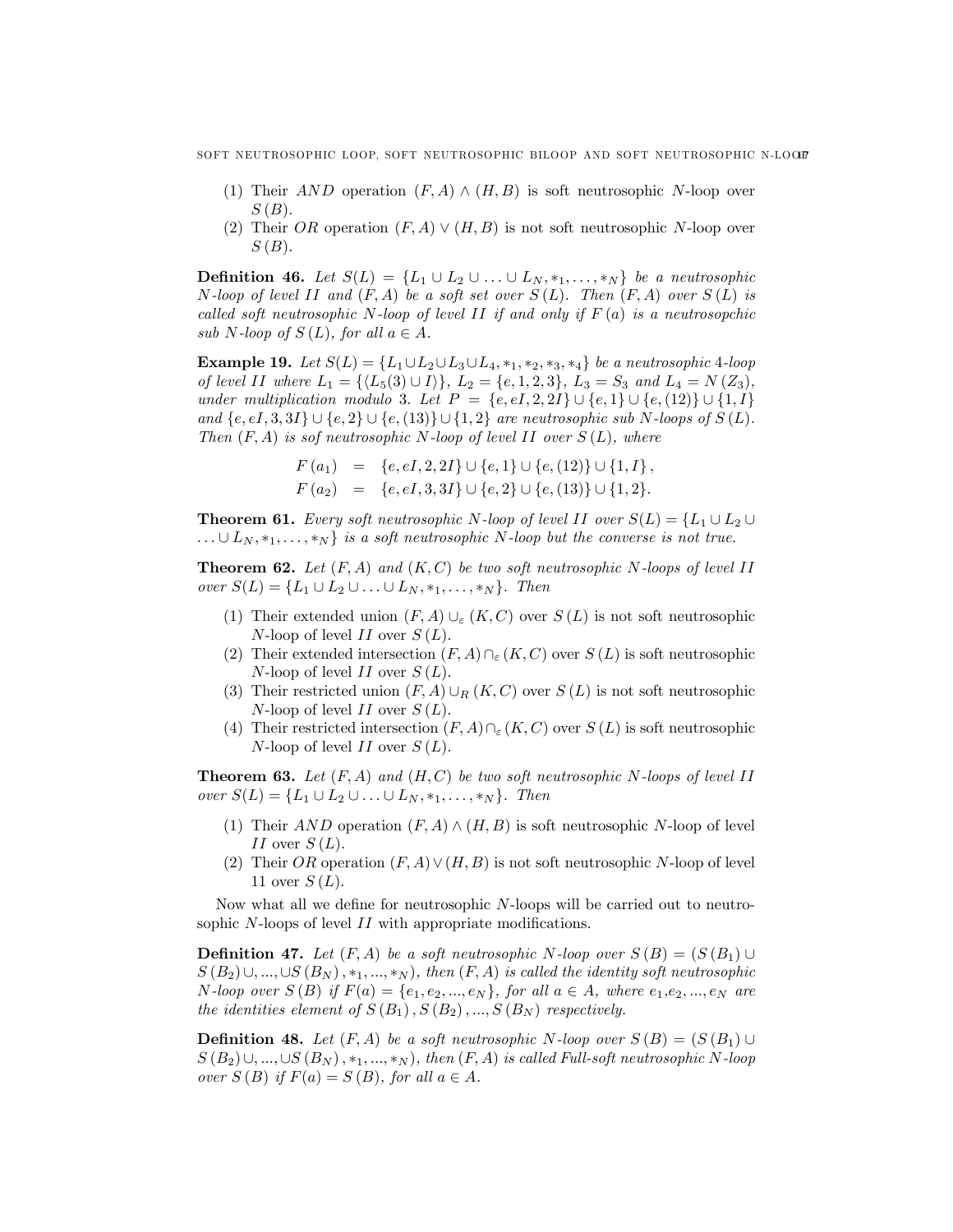(1) Their $AND$ operation $(F,A) \wedge (H,B)$ is soft neutrosophic $N$-loop over $S(B)$.
(2) Their $OR$ operation $(F,A) \vee (H,B)$ is not soft neutrosophic $N$-loop over $S(B)$.

**Definition 46.** *Let $S(L) = \{L_1 \cup L_2 \cup \ldots \cup L_N, *_1, \ldots, *_N\}$ be a neutrosophic $N$-loop of level $II$ and $(F,A)$ be a soft set over $S(L)$. Then $(F,A)$ over $S(L)$ is called soft neutrosophic $N$-loop of level $II$ if and only if $F(a)$ is a neutrosopchic sub $N$-loop of $S(L)$, for all $a \in A$.*

**Example 19.** *Let $S(L) = \{L_1 \cup L_2 \cup L_3 \cup L_4, *_1, *_2, *_3, *_4\}$ be a neutrosophic 4-loop of level $II$ where $L_1 = \{\langle L_5(3) \cup I \rangle\}$, $L_2 = \{e, 1, 2, 3\}$, $L_3 = S_3$ and $L_4 = N(Z_3)$, under multiplication modulo 3. Let $P = \{e, eI, 2, 2I\} \cup \{e, 1\} \cup \{e, (12)\} \cup \{1, I\}$ and $\{e, eI, 3, 3I\} \cup \{e, 2\} \cup \{e, (13)\} \cup \{1, 2\}$ are neutrosophic sub $N$-loops of $S(L)$. Then $(F,A)$ is sof neutrosophic $N$-loop of level $II$ over $S(L)$, where*

$$
\begin{aligned}
F(a_1) &= \{e, eI, 2, 2I\} \cup \{e, 1\} \cup \{e, (12)\} \cup \{1, I\}, \\
F(a_2) &= \{e, eI, 3, 3I\} \cup \{e, 2\} \cup \{e, (13)\} \cup \{1, 2\}.
\end{aligned}
$$

**Theorem 61.** *Every soft neutrosophic $N$-loop of level $II$ over $S(L) = \{L_1 \cup L_2 \cup \ldots \cup L_N, *_1, \ldots, *_N\}$ is a soft neutrosophic $N$-loop but the converse is not true.*

**Theorem 62.** *Let $(F,A)$ and $(K,C)$ be two soft neutrosophic $N$-loops of level $II$ over $S(L) = \{L_1 \cup L_2 \cup \ldots \cup L_N, *_1, \ldots, *_N\}$. Then*

(1) Their extended union $(F,A) \cup_\varepsilon (K,C)$ over $S(L)$ is not soft neutrosophic $N$-loop of level $II$ over $S(L)$.
(2) Their extended intersection $(F,A) \cap_\varepsilon (K,C)$ over $S(L)$ is soft neutrosophic $N$-loop of level $II$ over $S(L)$.
(3) Their restricted union $(F,A) \cup_R (K,C)$ over $S(L)$ is not soft neutrosophic $N$-loop of level $II$ over $S(L)$.
(4) Their restricted intersection $(F,A) \cap_\varepsilon (K,C)$ over $S(L)$ is soft neutrosophic $N$-loop of level $II$ over $S(L)$.

**Theorem 63.** *Let $(F,A)$ and $(H,C)$ be two soft neutrosophic $N$-loops of level $II$ over $S(L) = \{L_1 \cup L_2 \cup \ldots \cup L_N, *_1, \ldots, *_N\}$. Then*

(1) Their $AND$ operation $(F,A) \wedge (H,B)$ is soft neutrosophic $N$-loop of level $II$ over $S(L)$.
(2) Their $OR$ operation $(F,A) \vee (H,B)$ is not soft neutrosophic $N$-loop of level 11 over $S(L)$.

Now what all we define for neutrosophic $N$-loops will be carried out to neutrosophic $N$-loops of level $II$ with appropriate modifications.

**Definition 47.** *Let $(F,A)$ be a soft neutrosophic $N$-loop over $S(B) = (S(B_1) \cup S(B_2) \cup, ..., \cup S(B_N), *_1, ..., *_N)$, then $(F,A)$ is called the identity soft neutrosophic $N$-loop over $S(B)$ if $F(a) = \{e_1, e_2, ..., e_N\}$, for all $a \in A$, where $e_1, e_2, ..., e_N$ are the identities element of $S(B_1), S(B_2), ..., S(B_N)$ respectively.*

**Definition 48.** *Let $(F,A)$ be a soft neutrosophic $N$-loop over $S(B) = (S(B_1) \cup S(B_2) \cup, ..., \cup S(B_N), *_1, ..., *_N)$, then $(F,A)$ is called Full-soft neutrosophic $N$-loop over $S(B)$ if $F(a) = S(B)$, for all $a \in A$.*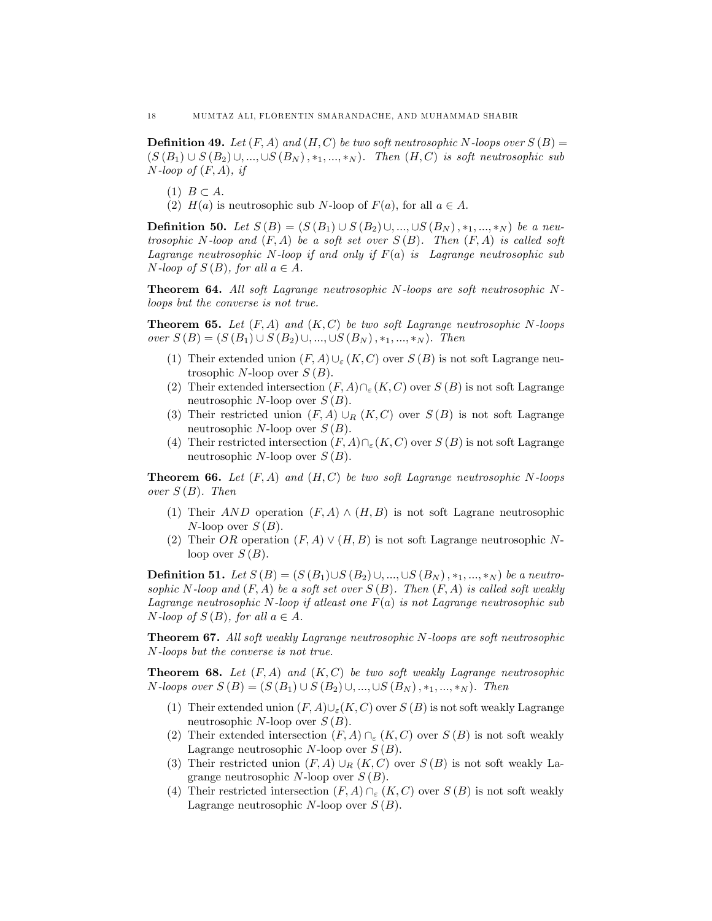**Definition 49.** *Let $(F,A)$ and $(H,C)$ be two soft neutrosophic $N$-loops over $S(B) = (S(B_1) \cup S(B_2) \cup, ..., \cup S(B_N), *_1, ..., *_N)$. Then $(H,C)$ is soft neutrosophic sub $N$-loop of $(F,A)$, if*

1. $B \subset A$.
2. $H(a)$ is neutrosophic sub $N$-loop of $F(a)$, for all $a \in A$.

**Definition 50.** *Let $S(B) = (S(B_1) \cup S(B_2) \cup, ..., \cup S(B_N), *_1, ..., *_N)$ be a neutrosophic $N$-loop and $(F,A)$ be a soft set over $S(B)$. Then $(F,A)$ is called soft Lagrange neutrosophic $N$-loop if and only if $F(a)$ is Lagrange neutrosophic sub $N$-loop of $S(B)$, for all $a \in A$.*

**Theorem 64.** *All soft Lagrange neutrosophic $N$-loops are soft neutrosophic $N$-loops but the converse is not true.*

**Theorem 65.** *Let $(F,A)$ and $(K,C)$ be two soft Lagrange neutrosophic $N$-loops over $S(B) = (S(B_1) \cup S(B_2) \cup, ..., \cup S(B_N), *_1, ..., *_N)$. Then*

1. Their extended union $(F,A) \cup_{\varepsilon} (K,C)$ over $S(B)$ is not soft Lagrange neutrosophic $N$-loop over $S(B)$.
2. Their extended intersection $(F,A) \cap_{\varepsilon} (K,C)$ over $S(B)$ is not soft Lagrange neutrosophic $N$-loop over $S(B)$.
3. Their restricted union $(F,A) \cup_R (K,C)$ over $S(B)$ is not soft Lagrange neutrosophic $N$-loop over $S(B)$.
4. Their restricted intersection $(F,A) \cap_{\varepsilon} (K,C)$ over $S(B)$ is not soft Lagrange neutrosophic $N$-loop over $S(B)$.

**Theorem 66.** *Let $(F,A)$ and $(H,C)$ be two soft Lagrange neutrosophic $N$-loops over $S(B)$. Then*

1. Their $AND$ operation $(F,A) \wedge (H,B)$ is not soft Lagrane neutrosophic $N$-loop over $S(B)$.
2. Their $OR$ operation $(F,A) \vee (H,B)$ is not soft Lagrange neutrosophic $N$-loop over $S(B)$.

**Definition 51.** *Let $S(B) = (S(B_1) \cup S(B_2) \cup, ..., \cup S(B_N), *_1, ..., *_N)$ be a neutrosophic $N$-loop and $(F,A)$ be a soft set over $S(B)$. Then $(F,A)$ is called soft weakly Lagrange neutrosophic $N$-loop if atleast one $F(a)$ is not Lagrange neutrosophic sub $N$-loop of $S(B)$, for all $a \in A$.*

**Theorem 67.** *All soft weakly Lagrange neutrosophic $N$-loops are soft neutrosophic $N$-loops but the converse is not true.*

**Theorem 68.** *Let $(F,A)$ and $(K,C)$ be two soft weakly Lagrange neutrosophic $N$-loops over $S(B) = (S(B_1) \cup S(B_2) \cup, ..., \cup S(B_N), *_1, ..., *_N)$. Then*

1. Their extended union $(F,A) \cup_{\varepsilon} (K,C)$ over $S(B)$ is not soft weakly Lagrange neutrosophic $N$-loop over $S(B)$.
2. Their extended intersection $(F,A) \cap_{\varepsilon} (K,C)$ over $S(B)$ is not soft weakly Lagrange neutrosophic $N$-loop over $S(B)$.
3. Their restricted union $(F,A) \cup_R (K,C)$ over $S(B)$ is not soft weakly Lagrange neutrosophic $N$-loop over $S(B)$.
4. Their restricted intersection $(F,A) \cap_{\varepsilon} (K,C)$ over $S(B)$ is not soft weakly Lagrange neutrosophic $N$-loop over $S(B)$.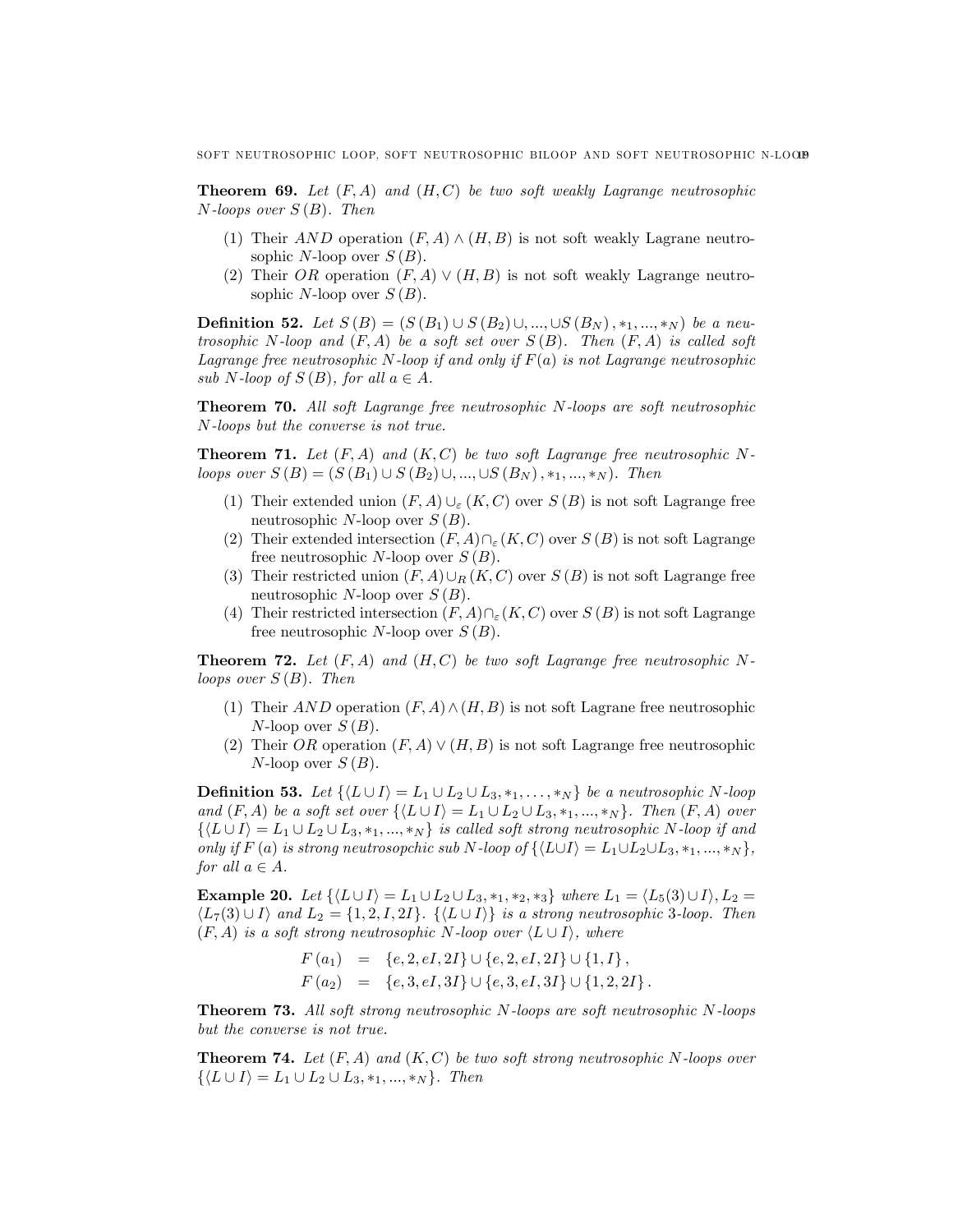**Theorem 69.** *Let $(F, A)$ and $(H, C)$ be two soft weakly Lagrange neutrosophic $N$-loops over $S(B)$. Then*

1. Their $AND$ operation $(F, A) \wedge (H, B)$ is not soft weakly Lagrane neutrosophic $N$-loop over $S(B)$.
2. Their $OR$ operation $(F, A) \vee (H, B)$ is not soft weakly Lagrange neutrosophic $N$-loop over $S(B)$.

**Definition 52.** *Let $S(B) = (S(B_1) \cup S(B_2) \cup, ..., \cup S(B_N), *_1, ..., *_N)$ be a neutrosophic $N$-loop and $(F, A)$ be a soft set over $S(B)$. Then $(F, A)$ is called soft Lagrange free neutrosophic $N$-loop if and only if $F(a)$ is not Lagrange neutrosophic sub $N$-loop of $S(B)$, for all $a \in A$.*

**Theorem 70.** *All soft Lagrange free neutrosophic $N$-loops are soft neutrosophic $N$-loops but the converse is not true.*

**Theorem 71.** *Let $(F, A)$ and $(K, C)$ be two soft Lagrange free neutrosophic $N$-loops over $S(B) = (S(B_1) \cup S(B_2) \cup, ..., \cup S(B_N), *_1, ..., *_N)$. Then*

1. Their extended union $(F, A) \cup_\varepsilon (K, C)$ over $S(B)$ is not soft Lagrange free neutrosophic $N$-loop over $S(B)$.
2. Their extended intersection $(F, A) \cap_\varepsilon (K, C)$ over $S(B)$ is not soft Lagrange free neutrosophic $N$-loop over $S(B)$.
3. Their restricted union $(F, A) \cup_R (K, C)$ over $S(B)$ is not soft Lagrange free neutrosophic $N$-loop over $S(B)$.
4. Their restricted intersection $(F, A) \cap_\varepsilon (K, C)$ over $S(B)$ is not soft Lagrange free neutrosophic $N$-loop over $S(B)$.

**Theorem 72.** *Let $(F, A)$ and $(H, C)$ be two soft Lagrange free neutrosophic $N$-loops over $S(B)$. Then*

1. Their $AND$ operation $(F, A) \wedge (H, B)$ is not soft Lagrane free neutrosophic $N$-loop over $S(B)$.
2. Their $OR$ operation $(F, A) \vee (H, B)$ is not soft Lagrange free neutrosophic $N$-loop over $S(B)$.

**Definition 53.** *Let $\{\langle L \cup I \rangle = L_1 \cup L_2 \cup L_3, *_1, \ldots, *_N\}$ be a neutrosophic $N$-loop and $(F, A)$ be a soft set over $\{\langle L \cup I \rangle = L_1 \cup L_2 \cup L_3, *_1, ..., *_N\}$. Then $(F, A)$ over $\{\langle L \cup I \rangle = L_1 \cup L_2 \cup L_3, *_1, ..., *_N\}$ is called soft strong neutrosophic $N$-loop if and only if $F(a)$ is strong neutrosopchic sub $N$-loop of $\{\langle L \cup I \rangle = L_1 \cup L_2 \cup L_3, *_1, ..., *_N\}$, for all $a \in A$.*

**Example 20.** *Let $\{\langle L \cup I \rangle = L_1 \cup L_2 \cup L_3, *_1, *_2, *_3\}$ where $L_1 = \langle L_5(3) \cup I \rangle, L_2 = \langle L_7(3) \cup I \rangle$ and $L_2 = \{1, 2, I, 2I\}$. $\{\langle L \cup I \rangle\}$ is a strong neutrosophic 3-loop. Then $(F, A)$ is a soft strong neutrosophic $N$-loop over $\langle L \cup I \rangle$, where*

$$
\begin{aligned}
F(a_1) &= \{e, 2, eI, 2I\} \cup \{e, 2, eI, 2I\} \cup \{1, I\}, \\
F(a_2) &= \{e, 3, eI, 3I\} \cup \{e, 3, eI, 3I\} \cup \{1, 2, 2I\}.
\end{aligned}
$$

**Theorem 73.** *All soft strong neutrosophic $N$-loops are soft neutrosophic $N$-loops but the converse is not true.*

**Theorem 74.** *Let $(F, A)$ and $(K, C)$ be two soft strong neutrosophic $N$-loops over $\{\langle L \cup I \rangle = L_1 \cup L_2 \cup L_3, *_1, ..., *_N\}$. Then*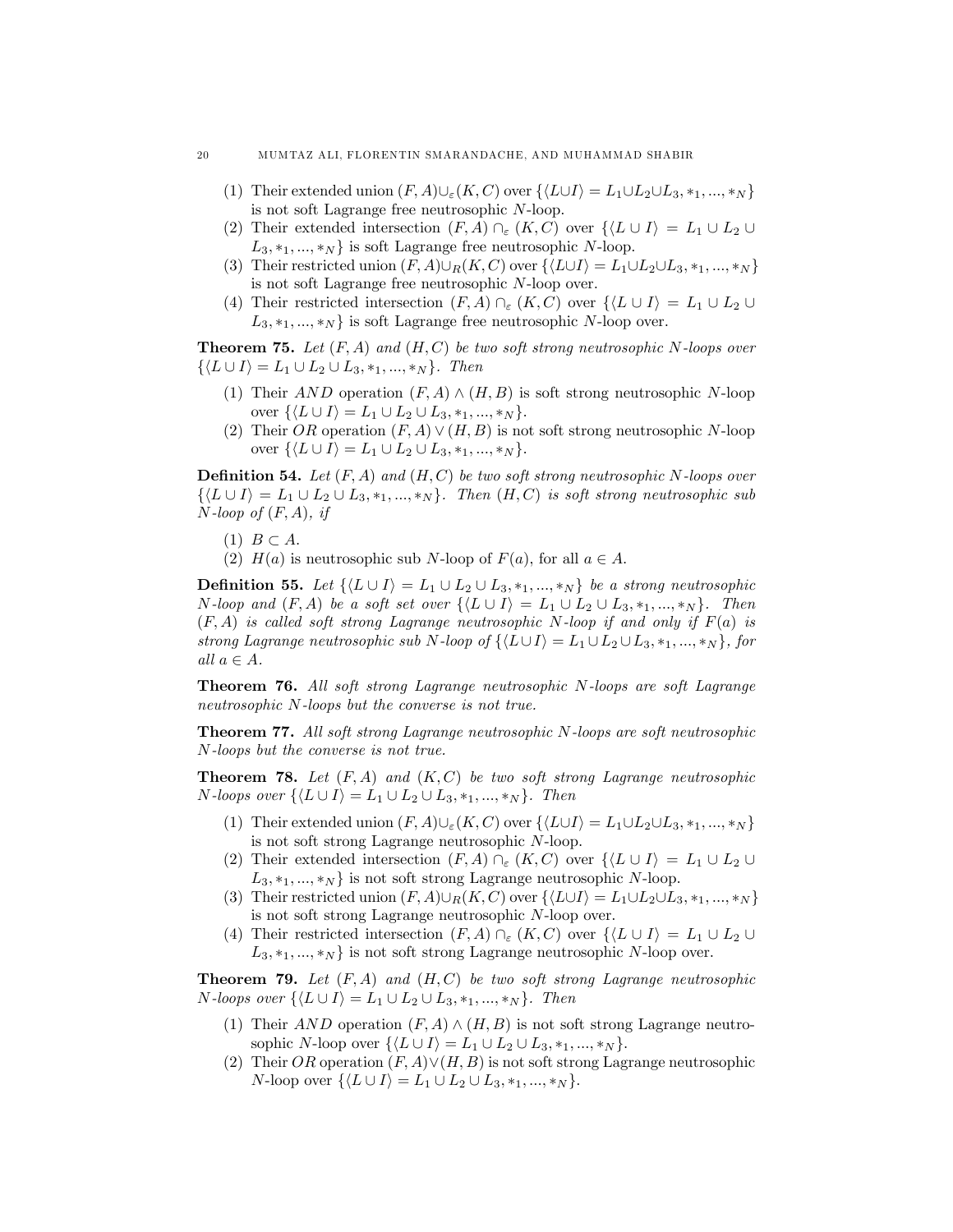(1) Their extended union $(F, A) \cup_{\varepsilon} (K, C)$ over $\{\langle L \cup I \rangle = L_1 \cup L_2 \cup L_3, *_1, ..., *_N\}$ is not soft Lagrange free neutrosophic $N$-loop.
(2) Their extended intersection $(F, A) \cap_{\varepsilon} (K, C)$ over $\{\langle L \cup I \rangle = L_1 \cup L_2 \cup L_3, *_1, ..., *_N\}$ is soft Lagrange free neutrosophic $N$-loop.
(3) Their restricted union $(F, A) \cup_R (K, C)$ over $\{\langle L \cup I \rangle = L_1 \cup L_2 \cup L_3, *_1, ..., *_N\}$ is not soft Lagrange free neutrosophic $N$-loop over.
(4) Their restricted intersection $(F, A) \cap_{\varepsilon} (K, C)$ over $\{\langle L \cup I \rangle = L_1 \cup L_2 \cup L_3, *_1, ..., *_N\}$ is soft Lagrange free neutrosophic $N$-loop over.

**Theorem 75.** *Let $(F, A)$ and $(H, C)$ be two soft strong neutrosophic $N$-loops over $\{\langle L \cup I \rangle = L_1 \cup L_2 \cup L_3, *_1, ..., *_N\}$. Then*

(1) Their $AND$ operation $(F, A) \wedge (H, B)$ is soft strong neutrosophic $N$-loop over $\{\langle L \cup I \rangle = L_1 \cup L_2 \cup L_3, *_1, ..., *_N\}$.
(2) Their $OR$ operation $(F, A) \vee (H, B)$ is not soft strong neutrosophic $N$-loop over $\{\langle L \cup I \rangle = L_1 \cup L_2 \cup L_3, *_1, ..., *_N\}$.

**Definition 54.** *Let $(F, A)$ and $(H, C)$ be two soft strong neutrosophic $N$-loops over $\{\langle L \cup I \rangle = L_1 \cup L_2 \cup L_3, *_1, ..., *_N\}$. Then $(H, C)$ is soft strong neutrosophic sub $N$-loop of $(F, A)$, if*

(1) $B \subset A$.
(2) $H(a)$ is neutrosophic sub $N$-loop of $F(a)$, for all $a \in A$.

**Definition 55.** *Let $\{\langle L \cup I \rangle = L_1 \cup L_2 \cup L_3, *_1, ..., *_N\}$ be a strong neutrosophic $N$-loop and $(F, A)$ be a soft set over $\{\langle L \cup I \rangle = L_1 \cup L_2 \cup L_3, *_1, ..., *_N\}$. Then $(F, A)$ is called soft strong Lagrange neutrosophic $N$-loop if and only if $F(a)$ is strong Lagrange neutrosophic sub $N$-loop of $\{\langle L \cup I \rangle = L_1 \cup L_2 \cup L_3, *_1, ..., *_N\}$, for all $a \in A$.*

**Theorem 76.** *All soft strong Lagrange neutrosophic $N$-loops are soft Lagrange neutrosophic $N$-loops but the converse is not true.*

**Theorem 77.** *All soft strong Lagrange neutrosophic $N$-loops are soft neutrosophic $N$-loops but the converse is not true.*

**Theorem 78.** *Let $(F, A)$ and $(K, C)$ be two soft strong Lagrange neutrosophic $N$-loops over $\{\langle L \cup I \rangle = L_1 \cup L_2 \cup L_3, *_1, ..., *_N\}$. Then*

(1) Their extended union $(F, A) \cup_{\varepsilon} (K, C)$ over $\{\langle L \cup I \rangle = L_1 \cup L_2 \cup L_3, *_1, ..., *_N\}$ is not soft strong Lagrange neutrosophic $N$-loop.
(2) Their extended intersection $(F, A) \cap_{\varepsilon} (K, C)$ over $\{\langle L \cup I \rangle = L_1 \cup L_2 \cup L_3, *_1, ..., *_N\}$ is not soft strong Lagrange neutrosophic $N$-loop.
(3) Their restricted union $(F, A) \cup_R (K, C)$ over $\{\langle L \cup I \rangle = L_1 \cup L_2 \cup L_3, *_1, ..., *_N\}$ is not soft strong Lagrange neutrosophic $N$-loop over.
(4) Their restricted intersection $(F, A) \cap_{\varepsilon} (K, C)$ over $\{\langle L \cup I \rangle = L_1 \cup L_2 \cup L_3, *_1, ..., *_N\}$ is not soft strong Lagrange neutrosophic $N$-loop over.

**Theorem 79.** *Let $(F, A)$ and $(H, C)$ be two soft strong Lagrange neutrosophic $N$-loops over $\{\langle L \cup I \rangle = L_1 \cup L_2 \cup L_3, *_1, ..., *_N\}$. Then*

(1) Their $AND$ operation $(F, A) \wedge (H, B)$ is not soft strong Lagrange neutrosophic $N$-loop over $\{\langle L \cup I \rangle = L_1 \cup L_2 \cup L_3, *_1, ..., *_N\}$.
(2) Their $OR$ operation $(F, A) \vee (H, B)$ is not soft strong Lagrange neutrosophic $N$-loop over $\{\langle L \cup I \rangle = L_1 \cup L_2 \cup L_3, *_1, ..., *_N\}$.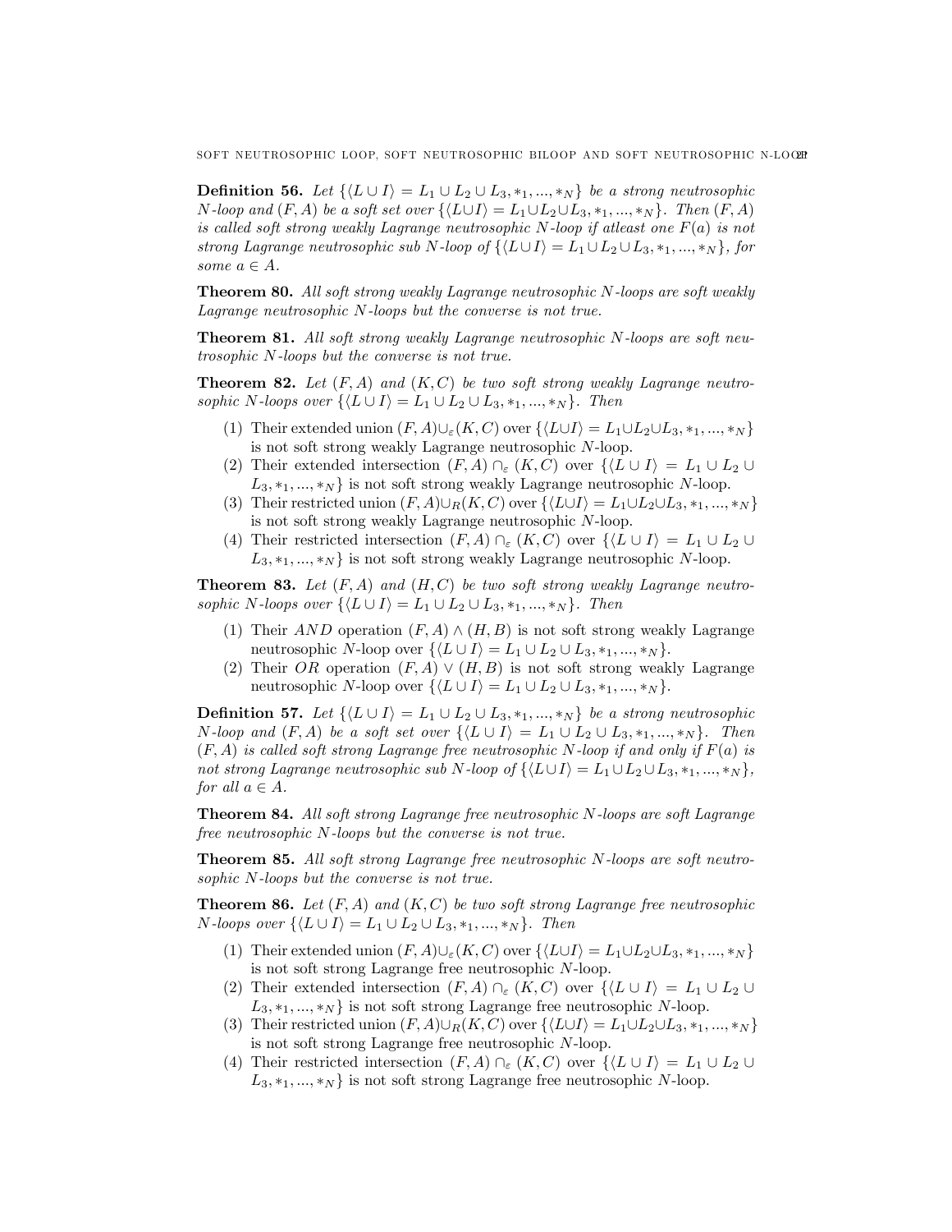**Definition 56.** *Let $\{\langle L \cup I \rangle = L_1 \cup L_2 \cup L_3, *_1, ..., *_N\}$ be a strong neutrosophic $N$-loop and $(F, A)$ be a soft set over $\{\langle L \cup I \rangle = L_1 \cup L_2 \cup L_3, *_1, ..., *_N\}$. Then $(F, A)$ is called soft strong weakly Lagrange neutrosophic $N$-loop if atleast one $F(a)$ is not strong Lagrange neutrosophic sub $N$-loop of $\{\langle L \cup I \rangle = L_1 \cup L_2 \cup L_3, *_1, ..., *_N\}$, for some $a \in A$.*

**Theorem 80.** *All soft strong weakly Lagrange neutrosophic $N$-loops are soft weakly Lagrange neutrosophic $N$-loops but the converse is not true.*

**Theorem 81.** *All soft strong weakly Lagrange neutrosophic $N$-loops are soft neutrosophic $N$-loops but the converse is not true.*

**Theorem 82.** *Let $(F, A)$ and $(K, C)$ be two soft strong weakly Lagrange neutrosophic $N$-loops over $\{\langle L \cup I \rangle = L_1 \cup L_2 \cup L_3, *_1, ..., *_N\}$. Then*

1. Their extended union $(F, A) \cup_\varepsilon (K, C)$ over $\{\langle L \cup I \rangle = L_1 \cup L_2 \cup L_3, *_1, ..., *_N\}$ is not soft strong weakly Lagrange neutrosophic $N$-loop.
2. Their extended intersection $(F, A) \cap_\varepsilon (K, C)$ over $\{\langle L \cup I \rangle = L_1 \cup L_2 \cup L_3, *_1, ..., *_N\}$ is not soft strong weakly Lagrange neutrosophic $N$-loop.
3. Their restricted union $(F, A) \cup_R (K, C)$ over $\{\langle L \cup I \rangle = L_1 \cup L_2 \cup L_3, *_1, ..., *_N\}$ is not soft strong weakly Lagrange neutrosophic $N$-loop.
4. Their restricted intersection $(F, A) \cap_\varepsilon (K, C)$ over $\{\langle L \cup I \rangle = L_1 \cup L_2 \cup L_3, *_1, ..., *_N\}$ is not soft strong weakly Lagrange neutrosophic $N$-loop.

**Theorem 83.** *Let $(F, A)$ and $(H, C)$ be two soft strong weakly Lagrange neutrosophic $N$-loops over $\{\langle L \cup I \rangle = L_1 \cup L_2 \cup L_3, *_1, ..., *_N\}$. Then*

1. Their $AND$ operation $(F, A) \wedge (H, B)$ is not soft strong weakly Lagrange neutrosophic $N$-loop over $\{\langle L \cup I \rangle = L_1 \cup L_2 \cup L_3, *_1, ..., *_N\}$.
2. Their $OR$ operation $(F, A) \vee (H, B)$ is not soft strong weakly Lagrange neutrosophic $N$-loop over $\{\langle L \cup I \rangle = L_1 \cup L_2 \cup L_3, *_1, ..., *_N\}$.

**Definition 57.** *Let $\{\langle L \cup I \rangle = L_1 \cup L_2 \cup L_3, *_1, ..., *_N\}$ be a strong neutrosophic $N$-loop and $(F, A)$ be a soft set over $\{\langle L \cup I \rangle = L_1 \cup L_2 \cup L_3, *_1, ..., *_N\}$. Then $(F, A)$ is called soft strong Lagrange free neutrosophic $N$-loop if and only if $F(a)$ is not strong Lagrange neutrosophic sub $N$-loop of $\{\langle L \cup I \rangle = L_1 \cup L_2 \cup L_3, *_1, ..., *_N\}$, for all $a \in A$.*

**Theorem 84.** *All soft strong Lagrange free neutrosophic $N$-loops are soft Lagrange free neutrosophic $N$-loops but the converse is not true.*

**Theorem 85.** *All soft strong Lagrange free neutrosophic $N$-loops are soft neutrosophic $N$-loops but the converse is not true.*

**Theorem 86.** *Let $(F, A)$ and $(K, C)$ be two soft strong Lagrange free neutrosophic $N$-loops over $\{\langle L \cup I \rangle = L_1 \cup L_2 \cup L_3, *_1, ..., *_N\}$. Then*

1. Their extended union $(F, A) \cup_\varepsilon (K, C)$ over $\{\langle L \cup I \rangle = L_1 \cup L_2 \cup L_3, *_1, ..., *_N\}$ is not soft strong Lagrange free neutrosophic $N$-loop.
2. Their extended intersection $(F, A) \cap_\varepsilon (K, C)$ over $\{\langle L \cup I \rangle = L_1 \cup L_2 \cup L_3, *_1, ..., *_N\}$ is not soft strong Lagrange free neutrosophic $N$-loop.
3. Their restricted union $(F, A) \cup_R (K, C)$ over $\{\langle L \cup I \rangle = L_1 \cup L_2 \cup L_3, *_1, ..., *_N\}$ is not soft strong Lagrange free neutrosophic $N$-loop.
4. Their restricted intersection $(F, A) \cap_\varepsilon (K, C)$ over $\{\langle L \cup I \rangle = L_1 \cup L_2 \cup L_3, *_1, ..., *_N\}$ is not soft strong Lagrange free neutrosophic $N$-loop.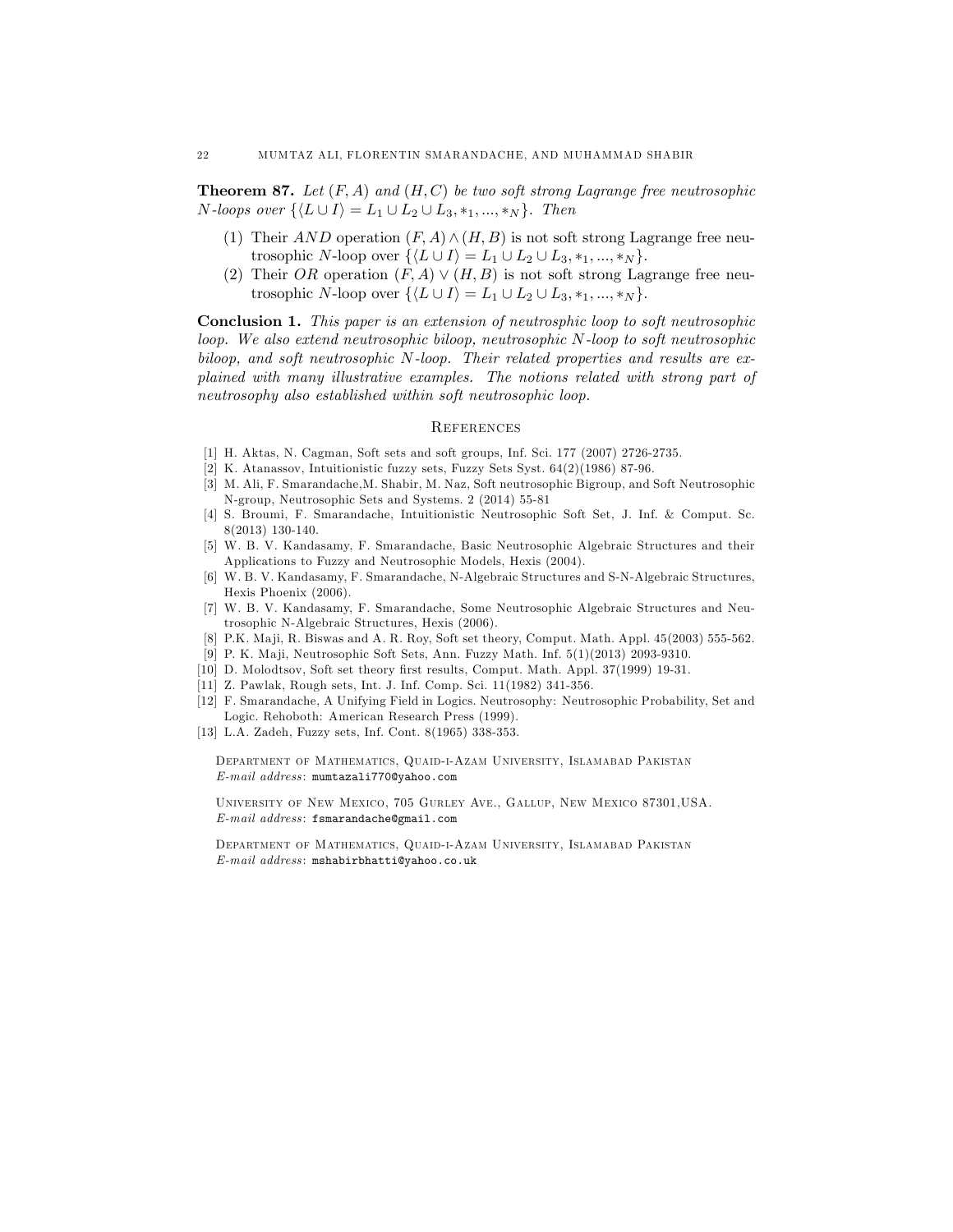**Theorem 87.** *Let $(F, A)$ and $(H, C)$ be two soft strong Lagrange free neutrosophic $N$-loops over $\{\langle L \cup I \rangle = L_1 \cup L_2 \cup L_3, *_1, ..., *_N\}$. Then*

1. Their $AND$ operation $(F, A) \wedge (H, B)$ is not soft strong Lagrange free neutrosophic $N$-loop over $\{\langle L \cup I \rangle = L_1 \cup L_2 \cup L_3, *_1, ..., *_N\}$.
2. Their $OR$ operation $(F, A) \vee (H, B)$ is not soft strong Lagrange free neutrosophic $N$-loop over $\{\langle L \cup I \rangle = L_1 \cup L_2 \cup L_3, *_1, ..., *_N\}$.

**Conclusion 1.** *This paper is an extension of neutrosphic loop to soft neutrosophic loop. We also extend neutrosophic biloop, neutrosophic $N$-loop to soft neutrosophic biloop, and soft neutrosophic $N$-loop. Their related properties and results are explained with many illustrative examples. The notions related with strong part of neutrosophy also established within soft neutrosophic loop.*

## References

[1] H. Aktas, N. Cagman, Soft sets and soft groups, Inf. Sci. 177 (2007) 2726-2735.
[2] K. Atanassov, Intuitionistic fuzzy sets, Fuzzy Sets Syst. 64(2)(1986) 87-96.
[3] M. Ali, F. Smarandache,M. Shabir, M. Naz, Soft neutrosophic Bigroup, and Soft Neutrosophic N-group, Neutrosophic Sets and Systems. 2 (2014) 55-81
[4] S. Broumi, F. Smarandache, Intuitionistic Neutrosophic Soft Set, J. Inf. & Comput. Sc. 8(2013) 130-140.
[5] W. B. V. Kandasamy, F. Smarandache, Basic Neutrosophic Algebraic Structures and their Applications to Fuzzy and Neutrosophic Models, Hexis (2004).
[6] W. B. V. Kandasamy, F. Smarandache, N-Algebraic Structures and S-N-Algebraic Structures, Hexis Phoenix (2006).
[7] W. B. V. Kandasamy, F. Smarandache, Some Neutrosophic Algebraic Structures and Neutrosophic N-Algebraic Structures, Hexis (2006).
[8] P.K. Maji, R. Biswas and A. R. Roy, Soft set theory, Comput. Math. Appl. 45(2003) 555-562.
[9] P. K. Maji, Neutrosophic Soft Sets, Ann. Fuzzy Math. Inf. 5(1)(2013) 2093-9310.
[10] D. Molodtsov, Soft set theory first results, Comput. Math. Appl. 37(1999) 19-31.
[11] Z. Pawlak, Rough sets, Int. J. Inf. Comp. Sci. 11(1982) 341-356.
[12] F. Smarandache, A Unifying Field in Logics. Neutrosophy: Neutrosophic Probability, Set and Logic. Rehoboth: American Research Press (1999).
[13] L.A. Zadeh, Fuzzy sets, Inf. Cont. 8(1965) 338-353.

Department of Mathematics, Quaid-i-Azam University, Islamabad Pakistan
*E-mail address*: mumtazali770@yahoo.com

University of New Mexico, 705 Gurley Ave., Gallup, New Mexico 87301,USA.
*E-mail address*: fsmarandache@gmail.com

Department of Mathematics, Quaid-i-Azam University, Islamabad Pakistan
*E-mail address*: mshabirbhatti@yahoo.co.uk